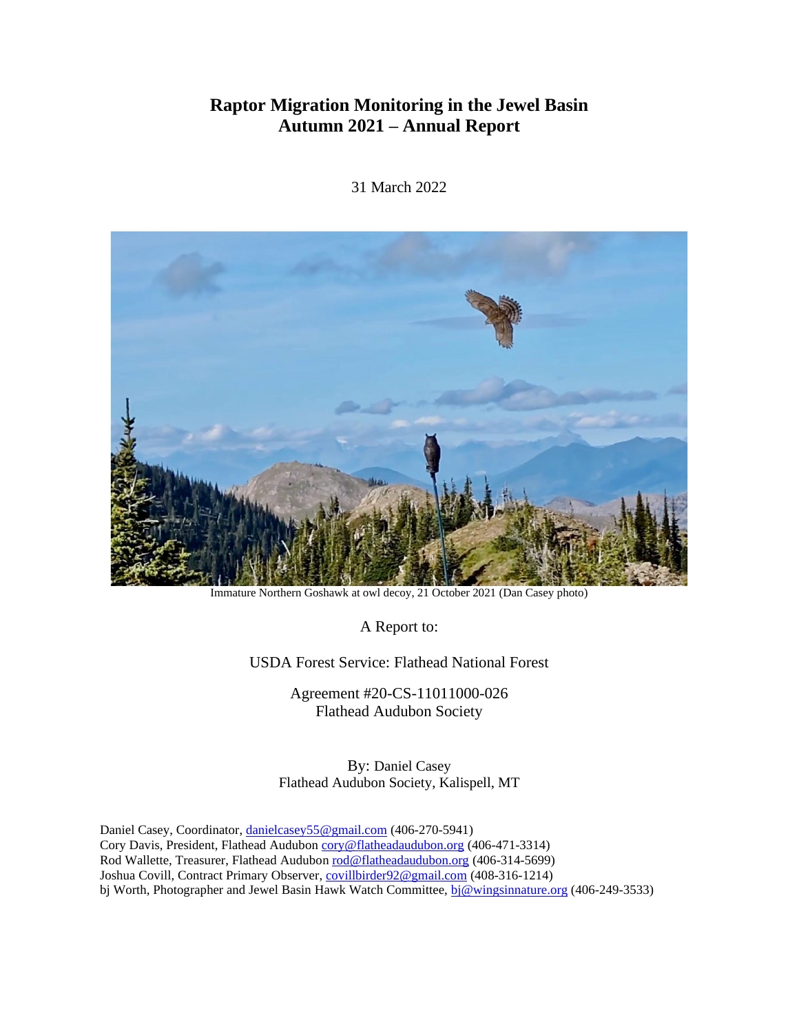# Raptor Migration Monitoring in the Jewel Basin
# Autumn 2021 – Annual Report

31 March 2022

Immature Northern Goshawk at owl decoy, 21 October 2021 (Dan Casey photo)

A Report to:

USDA Forest Service: Flathead National Forest

Agreement #20-CS-11011000-026
Flathead Audubon Society

By: Daniel Casey
Flathead Audubon Society, Kalispell, MT

Daniel Casey, Coordinator, danielcasey55@gmail.com (406-270-5941)
Cory Davis, President, Flathead Audubon cory@flatheadaudubon.org (406-471-3314)
Rod Wallette, Treasurer, Flathead Audubon rod@flatheadaudubon.org (406-314-5699)
Joshua Covill, Contract Primary Observer, covillbirder92@gmail.com (408-316-1214)
bj Worth, Photographer and Jewel Basin Hawk Watch Committee, bj@wingsinnature.org (406-249-3533)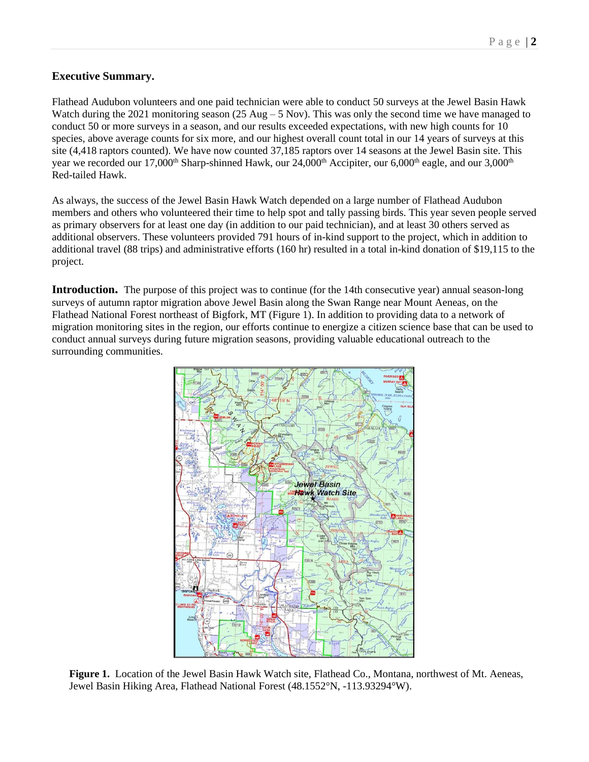## Executive Summary.

Flathead Audubon volunteers and one paid technician were able to conduct 50 surveys at the Jewel Basin Hawk Watch during the 2021 monitoring season (25 Aug – 5 Nov). This was only the second time we have managed to conduct 50 or more surveys in a season, and our results exceeded expectations, with new high counts for 10 species, above average counts for six more, and our highest overall count total in our 14 years of surveys at this site (4,418 raptors counted). We have now counted 37,185 raptors over 14 seasons at the Jewel Basin site. This year we recorded our 17,000th Sharp-shinned Hawk, our 24,000th Accipiter, our 6,000th eagle, and our 3,000th Red-tailed Hawk.

As always, the success of the Jewel Basin Hawk Watch depended on a large number of Flathead Audubon members and others who volunteered their time to help spot and tally passing birds. This year seven people served as primary observers for at least one day (in addition to our paid technician), and at least 30 others served as additional observers. These volunteers provided 791 hours of in-kind support to the project, which in addition to additional travel (88 trips) and administrative efforts (160 hr) resulted in a total in-kind donation of $19,115 to the project.

**Introduction.** The purpose of this project was to continue (for the 14th consecutive year) annual season-long surveys of autumn raptor migration above Jewel Basin along the Swan Range near Mount Aeneas, on the Flathead National Forest northeast of Bigfork, MT (Figure 1). In addition to providing data to a network of migration monitoring sites in the region, our efforts continue to energize a citizen science base that can be used to conduct annual surveys during future migration seasons, providing valuable educational outreach to the surrounding communities.

**Figure 1.** Location of the Jewel Basin Hawk Watch site, Flathead Co., Montana, northwest of Mt. Aeneas, Jewel Basin Hiking Area, Flathead National Forest (48.1552°N, -113.93294°W).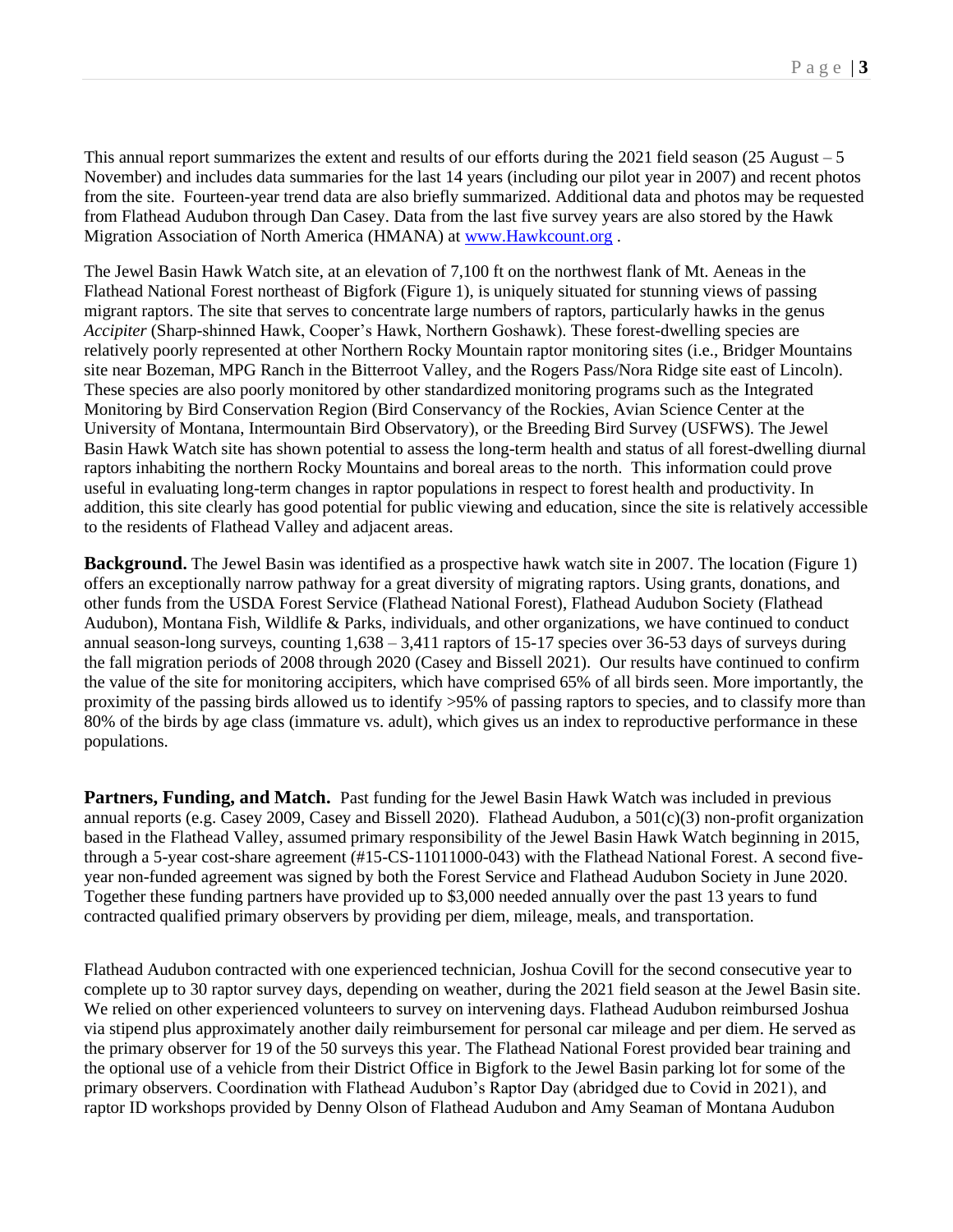This annual report summarizes the extent and results of our efforts during the 2021 field season (25 August – 5 November) and includes data summaries for the last 14 years (including our pilot year in 2007) and recent photos from the site. Fourteen-year trend data are also briefly summarized. Additional data and photos may be requested from Flathead Audubon through Dan Casey. Data from the last five survey years are also stored by the Hawk Migration Association of North America (HMANA) at [www.Hawkcount.org](www.Hawkcount.org) .

The Jewel Basin Hawk Watch site, at an elevation of 7,100 ft on the northwest flank of Mt. Aeneas in the Flathead National Forest northeast of Bigfork (Figure 1), is uniquely situated for stunning views of passing migrant raptors. The site that serves to concentrate large numbers of raptors, particularly hawks in the genus *Accipiter* (Sharp-shinned Hawk, Cooper's Hawk, Northern Goshawk). These forest-dwelling species are relatively poorly represented at other Northern Rocky Mountain raptor monitoring sites (i.e., Bridger Mountains site near Bozeman, MPG Ranch in the Bitterroot Valley, and the Rogers Pass/Nora Ridge site east of Lincoln). These species are also poorly monitored by other standardized monitoring programs such as the Integrated Monitoring by Bird Conservation Region (Bird Conservancy of the Rockies, Avian Science Center at the University of Montana, Intermountain Bird Observatory), or the Breeding Bird Survey (USFWS). The Jewel Basin Hawk Watch site has shown potential to assess the long-term health and status of all forest-dwelling diurnal raptors inhabiting the northern Rocky Mountains and boreal areas to the north. This information could prove useful in evaluating long-term changes in raptor populations in respect to forest health and productivity. In addition, this site clearly has good potential for public viewing and education, since the site is relatively accessible to the residents of Flathead Valley and adjacent areas.

**Background.** The Jewel Basin was identified as a prospective hawk watch site in 2007. The location (Figure 1) offers an exceptionally narrow pathway for a great diversity of migrating raptors. Using grants, donations, and other funds from the USDA Forest Service (Flathead National Forest), Flathead Audubon Society (Flathead Audubon), Montana Fish, Wildlife & Parks, individuals, and other organizations, we have continued to conduct annual season-long surveys, counting 1,638 – 3,411 raptors of 15-17 species over 36-53 days of surveys during the fall migration periods of 2008 through 2020 (Casey and Bissell 2021). Our results have continued to confirm the value of the site for monitoring accipiters, which have comprised 65% of all birds seen. More importantly, the proximity of the passing birds allowed us to identify >95% of passing raptors to species, and to classify more than 80% of the birds by age class (immature vs. adult), which gives us an index to reproductive performance in these populations.

**Partners, Funding, and Match.** Past funding for the Jewel Basin Hawk Watch was included in previous annual reports (e.g. Casey 2009, Casey and Bissell 2020). Flathead Audubon, a 501(c)(3) non-profit organization based in the Flathead Valley, assumed primary responsibility of the Jewel Basin Hawk Watch beginning in 2015, through a 5-year cost-share agreement (#15-CS-11011000-043) with the Flathead National Forest. A second five-year non-funded agreement was signed by both the Forest Service and Flathead Audubon Society in June 2020. Together these funding partners have provided up to $3,000 needed annually over the past 13 years to fund contracted qualified primary observers by providing per diem, mileage, meals, and transportation.

Flathead Audubon contracted with one experienced technician, Joshua Covill for the second consecutive year to complete up to 30 raptor survey days, depending on weather, during the 2021 field season at the Jewel Basin site. We relied on other experienced volunteers to survey on intervening days. Flathead Audubon reimbursed Joshua via stipend plus approximately another daily reimbursement for personal car mileage and per diem. He served as the primary observer for 19 of the 50 surveys this year. The Flathead National Forest provided bear training and the optional use of a vehicle from their District Office in Bigfork to the Jewel Basin parking lot for some of the primary observers. Coordination with Flathead Audubon's Raptor Day (abridged due to Covid in 2021), and raptor ID workshops provided by Denny Olson of Flathead Audubon and Amy Seaman of Montana Audubon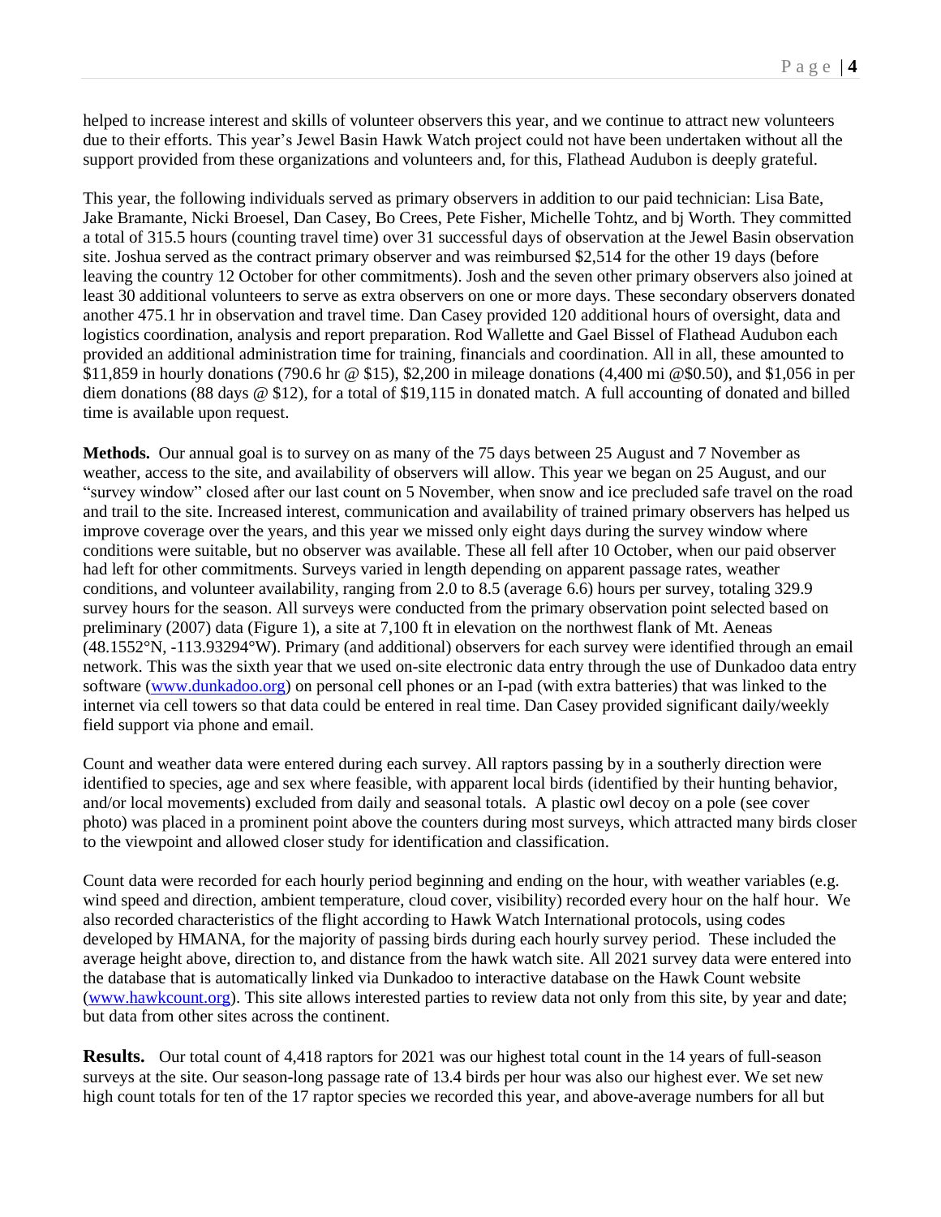helped to increase interest and skills of volunteer observers this year, and we continue to attract new volunteers due to their efforts. This year's Jewel Basin Hawk Watch project could not have been undertaken without all the support provided from these organizations and volunteers and, for this, Flathead Audubon is deeply grateful.

This year, the following individuals served as primary observers in addition to our paid technician: Lisa Bate, Jake Bramante, Nicki Broesel, Dan Casey, Bo Crees, Pete Fisher, Michelle Tohtz, and bj Worth. They committed a total of 315.5 hours (counting travel time) over 31 successful days of observation at the Jewel Basin observation site. Joshua served as the contract primary observer and was reimbursed $2,514 for the other 19 days (before leaving the country 12 October for other commitments). Josh and the seven other primary observers also joined at least 30 additional volunteers to serve as extra observers on one or more days. These secondary observers donated another 475.1 hr in observation and travel time. Dan Casey provided 120 additional hours of oversight, data and logistics coordination, analysis and report preparation. Rod Wallette and Gael Bissel of Flathead Audubon each provided an additional administration time for training, financials and coordination. All in all, these amounted to $11,859 in hourly donations (790.6 hr @ $15), $2,200 in mileage donations (4,400 mi @$0.50), and $1,056 in per diem donations (88 days @ $12), for a total of $19,115 in donated match. A full accounting of donated and billed time is available upon request.

**Methods.** Our annual goal is to survey on as many of the 75 days between 25 August and 7 November as weather, access to the site, and availability of observers will allow. This year we began on 25 August, and our "survey window" closed after our last count on 5 November, when snow and ice precluded safe travel on the road and trail to the site. Increased interest, communication and availability of trained primary observers has helped us improve coverage over the years, and this year we missed only eight days during the survey window where conditions were suitable, but no observer was available. These all fell after 10 October, when our paid observer had left for other commitments. Surveys varied in length depending on apparent passage rates, weather conditions, and volunteer availability, ranging from 2.0 to 8.5 (average 6.6) hours per survey, totaling 329.9 survey hours for the season. All surveys were conducted from the primary observation point selected based on preliminary (2007) data (Figure 1), a site at 7,100 ft in elevation on the northwest flank of Mt. Aeneas (48.1552°N, -113.93294°W). Primary (and additional) observers for each survey were identified through an email network. This was the sixth year that we used on-site electronic data entry through the use of Dunkadoo data entry software (www.dunkadoo.org) on personal cell phones or an I-pad (with extra batteries) that was linked to the internet via cell towers so that data could be entered in real time. Dan Casey provided significant daily/weekly field support via phone and email.

Count and weather data were entered during each survey. All raptors passing by in a southerly direction were identified to species, age and sex where feasible, with apparent local birds (identified by their hunting behavior, and/or local movements) excluded from daily and seasonal totals. A plastic owl decoy on a pole (see cover photo) was placed in a prominent point above the counters during most surveys, which attracted many birds closer to the viewpoint and allowed closer study for identification and classification.

Count data were recorded for each hourly period beginning and ending on the hour, with weather variables (e.g. wind speed and direction, ambient temperature, cloud cover, visibility) recorded every hour on the half hour. We also recorded characteristics of the flight according to Hawk Watch International protocols, using codes developed by HMANA, for the majority of passing birds during each hourly survey period. These included the average height above, direction to, and distance from the hawk watch site. All 2021 survey data were entered into the database that is automatically linked via Dunkadoo to interactive database on the Hawk Count website (www.hawkcount.org). This site allows interested parties to review data not only from this site, by year and date; but data from other sites across the continent.

**Results.** Our total count of 4,418 raptors for 2021 was our highest total count in the 14 years of full-season surveys at the site. Our season-long passage rate of 13.4 birds per hour was also our highest ever. We set new high count totals for ten of the 17 raptor species we recorded this year, and above-average numbers for all but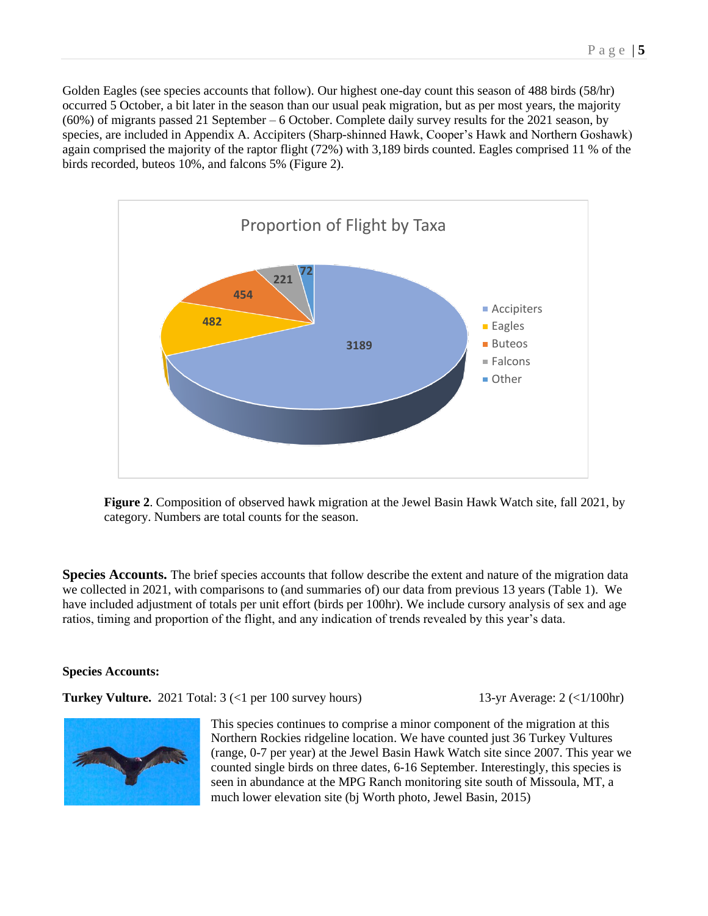Golden Eagles (see species accounts that follow). Our highest one-day count this season of 488 birds (58/hr) occurred 5 October, a bit later in the season than our usual peak migration, but as per most years, the majority (60%) of migrants passed 21 September – 6 October. Complete daily survey results for the 2021 season, by species, are included in Appendix A. Accipiters (Sharp-shinned Hawk, Cooper's Hawk and Northern Goshawk) again comprised the majority of the raptor flight (72%) with 3,189 birds counted. Eagles comprised 11 % of the birds recorded, buteos 10%, and falcons 5% (Figure 2).

**Figure 2**. Composition of observed hawk migration at the Jewel Basin Hawk Watch site, fall 2021, by category. Numbers are total counts for the season.

**Species Accounts.** The brief species accounts that follow describe the extent and nature of the migration data we collected in 2021, with comparisons to (and summaries of) our data from previous 13 years (Table 1). We have included adjustment of totals per unit effort (birds per 100hr). We include cursory analysis of sex and age ratios, timing and proportion of the flight, and any indication of trends revealed by this year's data.

**Species Accounts:**

**Turkey Vulture.** 2021 Total: 3 (<1 per 100 survey hours) 13-yr Average: 2 (<1/100hr)

This species continues to comprise a minor component of the migration at this Northern Rockies ridgeline location. We have counted just 36 Turkey Vultures (range, 0-7 per year) at the Jewel Basin Hawk Watch site since 2007. This year we counted single birds on three dates, 6-16 September. Interestingly, this species is seen in abundance at the MPG Ranch monitoring site south of Missoula, MT, a much lower elevation site (bj Worth photo, Jewel Basin, 2015)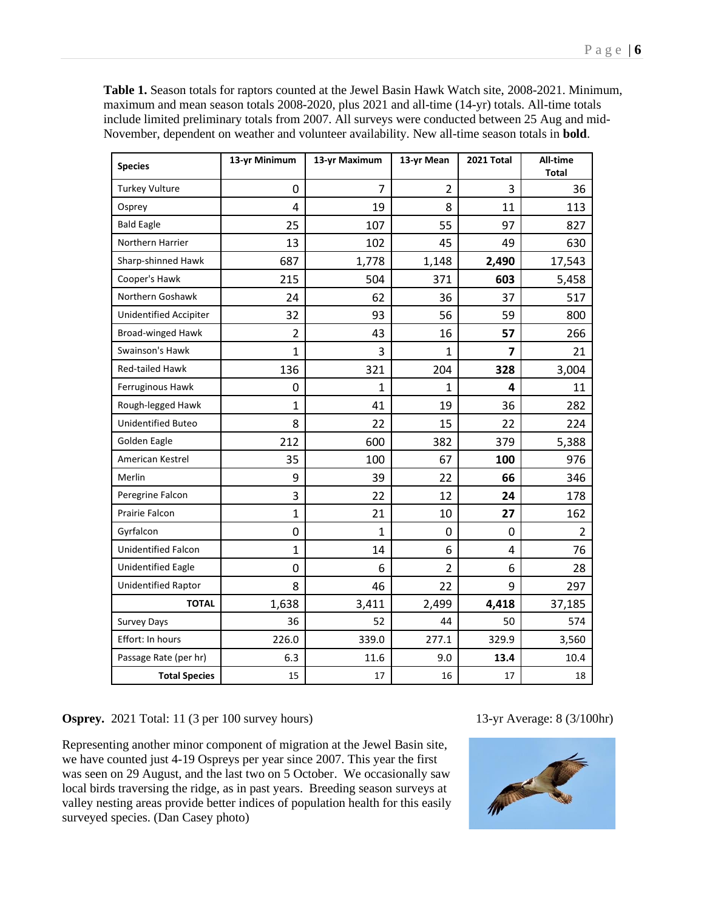**Table 1.** Season totals for raptors counted at the Jewel Basin Hawk Watch site, 2008-2021. Minimum, maximum and mean season totals 2008-2020, plus 2021 and all-time (14-yr) totals. All-time totals include limited preliminary totals from 2007. All surveys were conducted between 25 Aug and mid-November, dependent on weather and volunteer availability. New all-time season totals in **bold**.

| Species | 13-yr Minimum | 13-yr Maximum | 13-yr Mean | 2021 Total | All-time Total |
|---|---|---|---|---|---|
| Turkey Vulture | 0 | 7 | 2 | 3 | 36 |
| Osprey | 4 | 19 | 8 | 11 | 113 |
| Bald Eagle | 25 | 107 | 55 | 97 | 827 |
| Northern Harrier | 13 | 102 | 45 | 49 | 630 |
| Sharp-shinned Hawk | 687 | 1,778 | 1,148 | **2,490** | 17,543 |
| Cooper's Hawk | 215 | 504 | 371 | **603** | 5,458 |
| Northern Goshawk | 24 | 62 | 36 | 37 | 517 |
| Unidentified Accipiter | 32 | 93 | 56 | 59 | 800 |
| Broad-winged Hawk | 2 | 43 | 16 | **57** | 266 |
| Swainson's Hawk | 1 | 3 | 1 | **7** | 21 |
| Red-tailed Hawk | 136 | 321 | 204 | **328** | 3,004 |
| Ferruginous Hawk | 0 | 1 | 1 | **4** | 11 |
| Rough-legged Hawk | 1 | 41 | 19 | 36 | 282 |
| Unidentified Buteo | 8 | 22 | 15 | 22 | 224 |
| Golden Eagle | 212 | 600 | 382 | 379 | 5,388 |
| American Kestrel | 35 | 100 | 67 | **100** | 976 |
| Merlin | 9 | 39 | 22 | **66** | 346 |
| Peregrine Falcon | 3 | 22 | 12 | **24** | 178 |
| Prairie Falcon | 1 | 21 | 10 | **27** | 162 |
| Gyrfalcon | 0 | 1 | 0 | 0 | 2 |
| Unidentified Falcon | 1 | 14 | 6 | 4 | 76 |
| Unidentified Eagle | 0 | 6 | 2 | 6 | 28 |
| Unidentified Raptor | 8 | 46 | 22 | 9 | 297 |
| **TOTAL** | 1,638 | 3,411 | 2,499 | **4,418** | 37,185 |
| Survey Days | 36 | 52 | 44 | 50 | 574 |
| Effort: In hours | 226.0 | 339.0 | 277.1 | 329.9 | 3,560 |
| Passage Rate (per hr) | 6.3 | 11.6 | 9.0 | **13.4** | 10.4 |
| **Total Species** | 15 | 17 | 16 | 17 | 18 |

**Osprey.** 2021 Total: 11 (3 per 100 survey hours) 13-yr Average: 8 (3/100hr)

Representing another minor component of migration at the Jewel Basin site, we have counted just 4-19 Ospreys per year since 2007. This year the first was seen on 29 August, and the last two on 5 October. We occasionally saw local birds traversing the ridge, as in past years. Breeding season surveys at valley nesting areas provide better indices of population health for this easily surveyed species. (Dan Casey photo)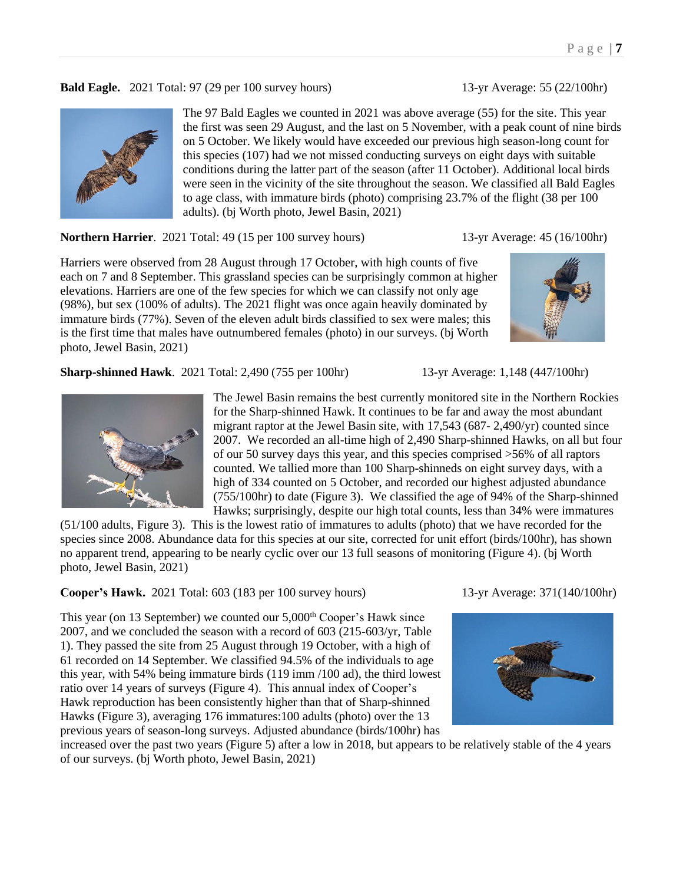**Bald Eagle.** 2021 Total: 97 (29 per 100 survey hours) 13-yr Average: 55 (22/100hr)

The 97 Bald Eagles we counted in 2021 was above average (55) for the site. This year the first was seen 29 August, and the last on 5 November, with a peak count of nine birds on 5 October. We likely would have exceeded our previous high season-long count for this species (107) had we not missed conducting surveys on eight days with suitable conditions during the latter part of the season (after 11 October). Additional local birds were seen in the vicinity of the site throughout the season. We classified all Bald Eagles to age class, with immature birds (photo) comprising 23.7% of the flight (38 per 100 adults). (bj Worth photo, Jewel Basin, 2021)

**Northern Harrier**. 2021 Total: 49 (15 per 100 survey hours) 13-yr Average: 45 (16/100hr)

Harriers were observed from 28 August through 17 October, with high counts of five each on 7 and 8 September. This grassland species can be surprisingly common at higher elevations. Harriers are one of the few species for which we can classify not only age (98%), but sex (100% of adults). The 2021 flight was once again heavily dominated by immature birds (77%). Seven of the eleven adult birds classified to sex were males; this is the first time that males have outnumbered females (photo) in our surveys. (bj Worth photo, Jewel Basin, 2021)

**Sharp-shinned Hawk**. 2021 Total: 2,490 (755 per 100hr) 13-yr Average: 1,148 (447/100hr)

The Jewel Basin remains the best currently monitored site in the Northern Rockies for the Sharp-shinned Hawk. It continues to be far and away the most abundant migrant raptor at the Jewel Basin site, with 17,543 (687- 2,490/yr) counted since 2007. We recorded an all-time high of 2,490 Sharp-shinned Hawks, on all but four of our 50 survey days this year, and this species comprised >56% of all raptors counted. We tallied more than 100 Sharp-shinneds on eight survey days, with a high of 334 counted on 5 October, and recorded our highest adjusted abundance (755/100hr) to date (Figure 3). We classified the age of 94% of the Sharp-shinned Hawks; surprisingly, despite our high total counts, less than 34% were immatures (51/100 adults, Figure 3). This is the lowest ratio of immatures to adults (photo) that we have recorded for the species since 2008. Abundance data for this species at our site, corrected for unit effort (birds/100hr), has shown no apparent trend, appearing to be nearly cyclic over our 13 full seasons of monitoring (Figure 4). (bj Worth photo, Jewel Basin, 2021)

**Cooper's Hawk.** 2021 Total: 603 (183 per 100 survey hours) 13-yr Average: 371(140/100hr)

This year (on 13 September) we counted our 5,000th Cooper's Hawk since 2007, and we concluded the season with a record of 603 (215-603/yr, Table 1). They passed the site from 25 August through 19 October, with a high of 61 recorded on 14 September. We classified 94.5% of the individuals to age this year, with 54% being immature birds (119 imm /100 ad), the third lowest ratio over 14 years of surveys (Figure 4). This annual index of Cooper's Hawk reproduction has been consistently higher than that of Sharp-shinned Hawks (Figure 3), averaging 176 immatures:100 adults (photo) over the 13 previous years of season-long surveys. Adjusted abundance (birds/100hr) has increased over the past two years (Figure 5) after a low in 2018, but appears to be relatively stable of the 4 years of our surveys. (bj Worth photo, Jewel Basin, 2021)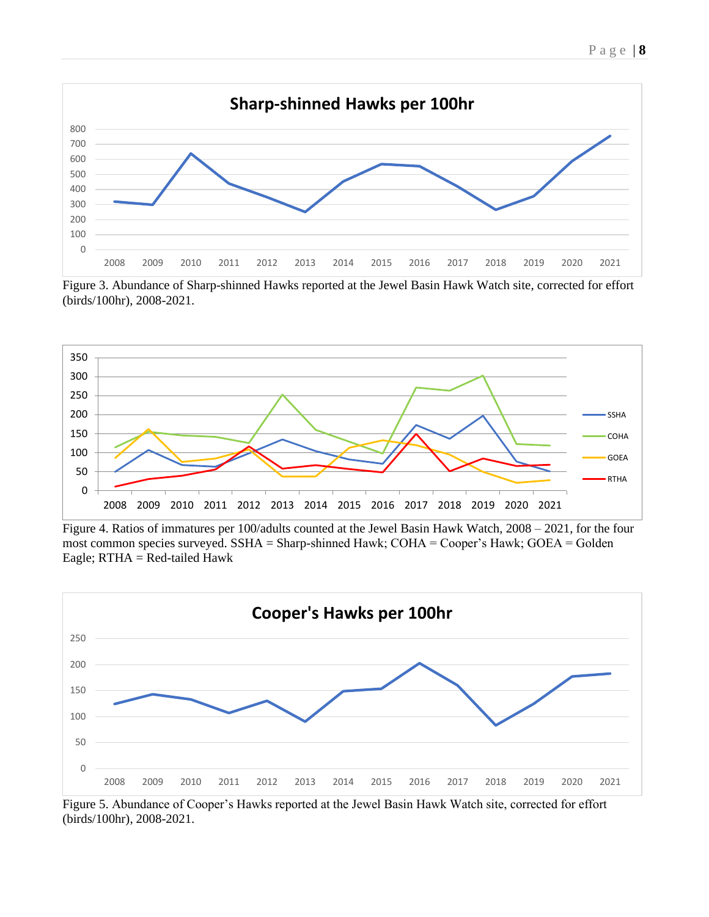Figure 3. Abundance of Sharp-shinned Hawks reported at the Jewel Basin Hawk Watch site, corrected for effort (birds/100hr), 2008-2021.

Figure 4. Ratios of immatures per 100/adults counted at the Jewel Basin Hawk Watch, 2008 – 2021, for the four most common species surveyed. SSHA = Sharp-shinned Hawk; COHA = Cooper's Hawk; GOEA = Golden Eagle; RTHA = Red-tailed Hawk

Figure 5. Abundance of Cooper's Hawks reported at the Jewel Basin Hawk Watch site, corrected for effort (birds/100hr), 2008-2021.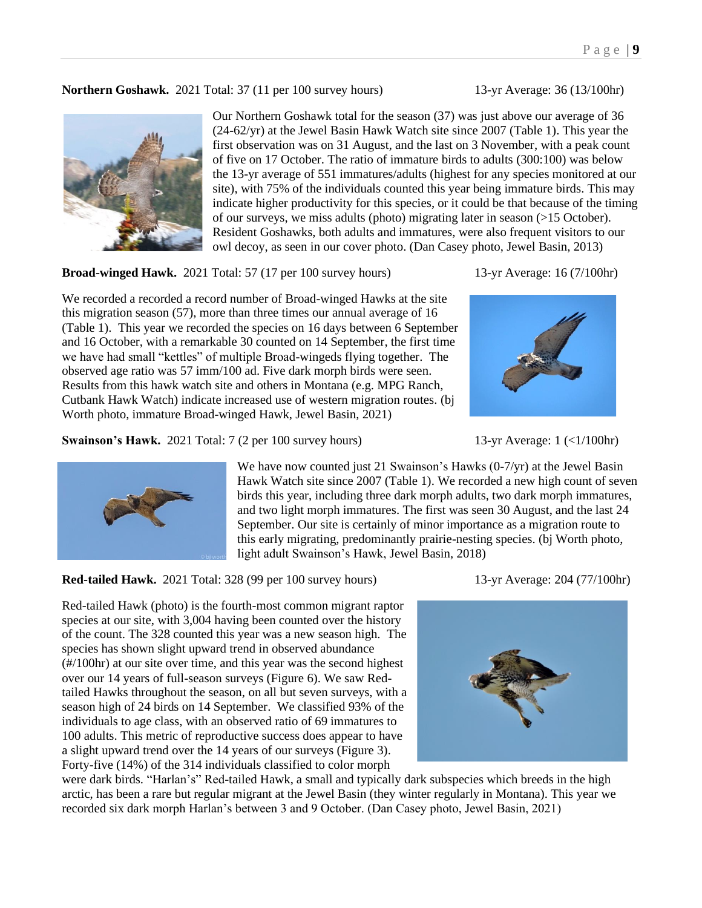**Northern Goshawk.** 2021 Total: 37 (11 per 100 survey hours) 13-yr Average: 36 (13/100hr)

Our Northern Goshawk total for the season (37) was just above our average of 36 (24-62/yr) at the Jewel Basin Hawk Watch site since 2007 (Table 1). This year the first observation was on 31 August, and the last on 3 November, with a peak count of five on 17 October. The ratio of immature birds to adults (300:100) was below the 13-yr average of 551 immatures/adults (highest for any species monitored at our site), with 75% of the individuals counted this year being immature birds. This may indicate higher productivity for this species, or it could be that because of the timing of our surveys, we miss adults (photo) migrating later in season (>15 October). Resident Goshawks, both adults and immatures, were also frequent visitors to our owl decoy, as seen in our cover photo. (Dan Casey photo, Jewel Basin, 2013)

**Broad-winged Hawk.** 2021 Total: 57 (17 per 100 survey hours) 13-yr Average: 16 (7/100hr)

We recorded a recorded a record number of Broad-winged Hawks at the site this migration season (57), more than three times our annual average of 16 (Table 1). This year we recorded the species on 16 days between 6 September and 16 October, with a remarkable 30 counted on 14 September, the first time we have had small "kettles" of multiple Broad-wingeds flying together. The observed age ratio was 57 imm/100 ad. Five dark morph birds were seen. Results from this hawk watch site and others in Montana (e.g. MPG Ranch, Cutbank Hawk Watch) indicate increased use of western migration routes. (bj Worth photo, immature Broad-winged Hawk, Jewel Basin, 2021)

**Swainson's Hawk.** 2021 Total: 7 (2 per 100 survey hours) 13-yr Average: 1 (<1/100hr)

We have now counted just 21 Swainson's Hawks (0-7/yr) at the Jewel Basin Hawk Watch site since 2007 (Table 1). We recorded a new high count of seven birds this year, including three dark morph adults, two dark morph immatures, and two light morph immatures. The first was seen 30 August, and the last 24 September. Our site is certainly of minor importance as a migration route to this early migrating, predominantly prairie-nesting species. (bj Worth photo, light adult Swainson's Hawk, Jewel Basin, 2018)

**Red-tailed Hawk.** 2021 Total: 328 (99 per 100 survey hours) 13-yr Average: 204 (77/100hr)

Red-tailed Hawk (photo) is the fourth-most common migrant raptor species at our site, with 3,004 having been counted over the history of the count. The 328 counted this year was a new season high. The species has shown slight upward trend in observed abundance (#/100hr) at our site over time, and this year was the second highest over our 14 years of full-season surveys (Figure 6). We saw Red-tailed Hawks throughout the season, on all but seven surveys, with a season high of 24 birds on 14 September. We classified 93% of the individuals to age class, with an observed ratio of 69 immatures to 100 adults. This metric of reproductive success does appear to have a slight upward trend over the 14 years of our surveys (Figure 3). Forty-five (14%) of the 314 individuals classified to color morph were dark birds. "Harlan's" Red-tailed Hawk, a small and typically dark subspecies which breeds in the high arctic, has been a rare but regular migrant at the Jewel Basin (they winter regularly in Montana). This year we recorded six dark morph Harlan's between 3 and 9 October. (Dan Casey photo, Jewel Basin, 2021)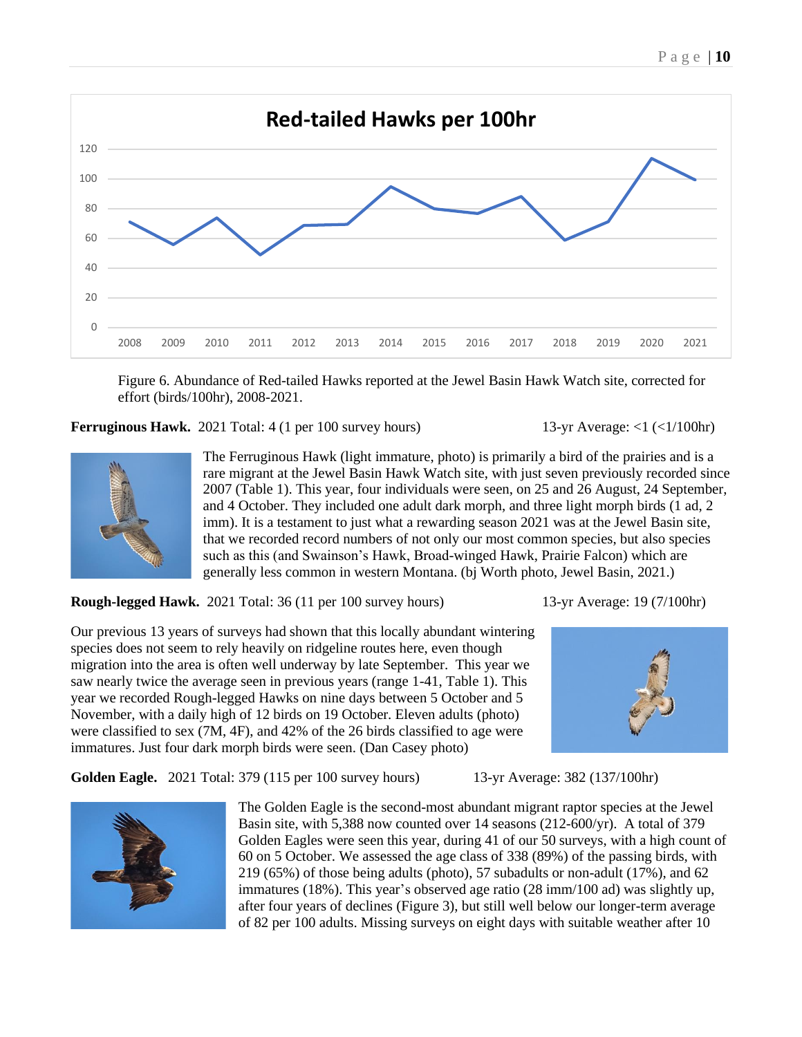Figure 6. Abundance of Red-tailed Hawks reported at the Jewel Basin Hawk Watch site, corrected for effort (birds/100hr), 2008-2021.

**Ferruginous Hawk.** 2021 Total: 4 (1 per 100 survey hours) 13-yr Average: <1 (<1/100hr)

The Ferruginous Hawk (light immature, photo) is primarily a bird of the prairies and is a rare migrant at the Jewel Basin Hawk Watch site, with just seven previously recorded since 2007 (Table 1). This year, four individuals were seen, on 25 and 26 August, 24 September, and 4 October. They included one adult dark morph, and three light morph birds (1 ad, 2 imm). It is a testament to just what a rewarding season 2021 was at the Jewel Basin site, that we recorded record numbers of not only our most common species, but also species such as this (and Swainson's Hawk, Broad-winged Hawk, Prairie Falcon) which are generally less common in western Montana. (bj Worth photo, Jewel Basin, 2021.)

**Rough-legged Hawk.** 2021 Total: 36 (11 per 100 survey hours) 13-yr Average: 19 (7/100hr)

Our previous 13 years of surveys had shown that this locally abundant wintering species does not seem to rely heavily on ridgeline routes here, even though migration into the area is often well underway by late September. This year we saw nearly twice the average seen in previous years (range 1-41, Table 1). This year we recorded Rough-legged Hawks on nine days between 5 October and 5 November, with a daily high of 12 birds on 19 October. Eleven adults (photo) were classified to sex (7M, 4F), and 42% of the 26 birds classified to age were immatures. Just four dark morph birds were seen. (Dan Casey photo)

**Golden Eagle.** 2021 Total: 379 (115 per 100 survey hours) 13-yr Average: 382 (137/100hr)

The Golden Eagle is the second-most abundant migrant raptor species at the Jewel Basin site, with 5,388 now counted over 14 seasons (212-600/yr). A total of 379 Golden Eagles were seen this year, during 41 of our 50 surveys, with a high count of 60 on 5 October. We assessed the age class of 338 (89%) of the passing birds, with 219 (65%) of those being adults (photo), 57 subadults or non-adult (17%), and 62 immatures (18%). This year's observed age ratio (28 imm/100 ad) was slightly up, after four years of declines (Figure 3), but still well below our longer-term average of 82 per 100 adults. Missing surveys on eight days with suitable weather after 10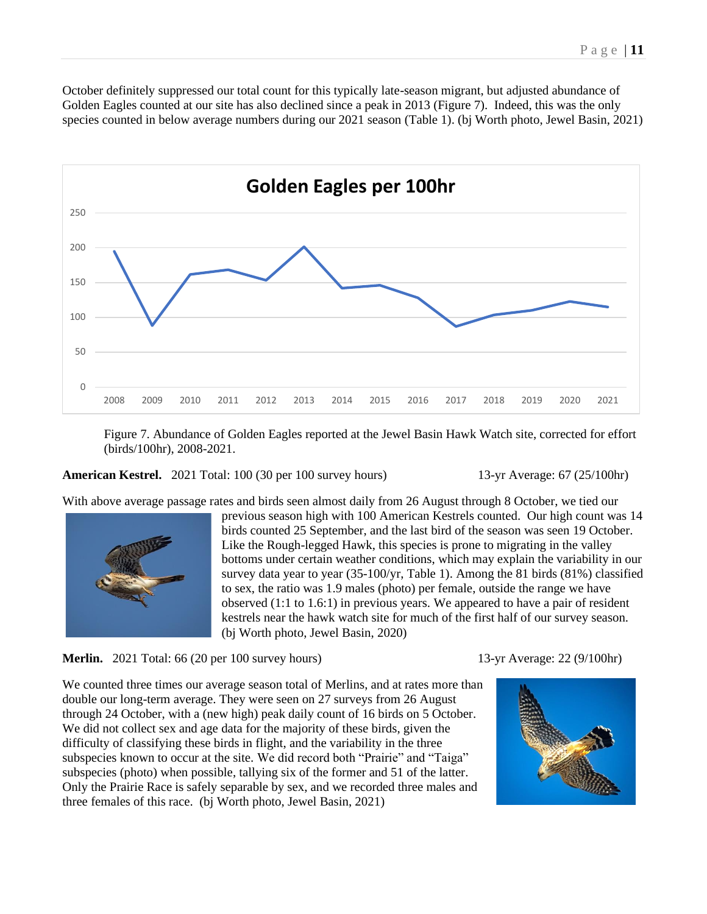October definitely suppressed our total count for this typically late-season migrant, but adjusted abundance of Golden Eagles counted at our site has also declined since a peak in 2013 (Figure 7). Indeed, this was the only species counted in below average numbers during our 2021 season (Table 1). (bj Worth photo, Jewel Basin, 2021)

Figure 7. Abundance of Golden Eagles reported at the Jewel Basin Hawk Watch site, corrected for effort (birds/100hr), 2008-2021.

**American Kestrel.** 2021 Total: 100 (30 per 100 survey hours) 13-yr Average: 67 (25/100hr)

With above average passage rates and birds seen almost daily from 26 August through 8 October, we tied our previous season high with 100 American Kestrels counted. Our high count was 14 birds counted 25 September, and the last bird of the season was seen 19 October. Like the Rough-legged Hawk, this species is prone to migrating in the valley bottoms under certain weather conditions, which may explain the variability in our survey data year to year (35-100/yr, Table 1). Among the 81 birds (81%) classified to sex, the ratio was 1.9 males (photo) per female, outside the range we have observed (1:1 to 1.6:1) in previous years. We appeared to have a pair of resident kestrels near the hawk watch site for much of the first half of our survey season. (bj Worth photo, Jewel Basin, 2020)

**Merlin.** 2021 Total: 66 (20 per 100 survey hours) 13-yr Average: 22 (9/100hr)

We counted three times our average season total of Merlins, and at rates more than double our long-term average. They were seen on 27 surveys from 26 August through 24 October, with a (new high) peak daily count of 16 birds on 5 October. We did not collect sex and age data for the majority of these birds, given the difficulty of classifying these birds in flight, and the variability in the three subspecies known to occur at the site. We did record both "Prairie" and "Taiga" subspecies (photo) when possible, tallying six of the former and 51 of the latter. Only the Prairie Race is safely separable by sex, and we recorded three males and three females of this race. (bj Worth photo, Jewel Basin, 2021)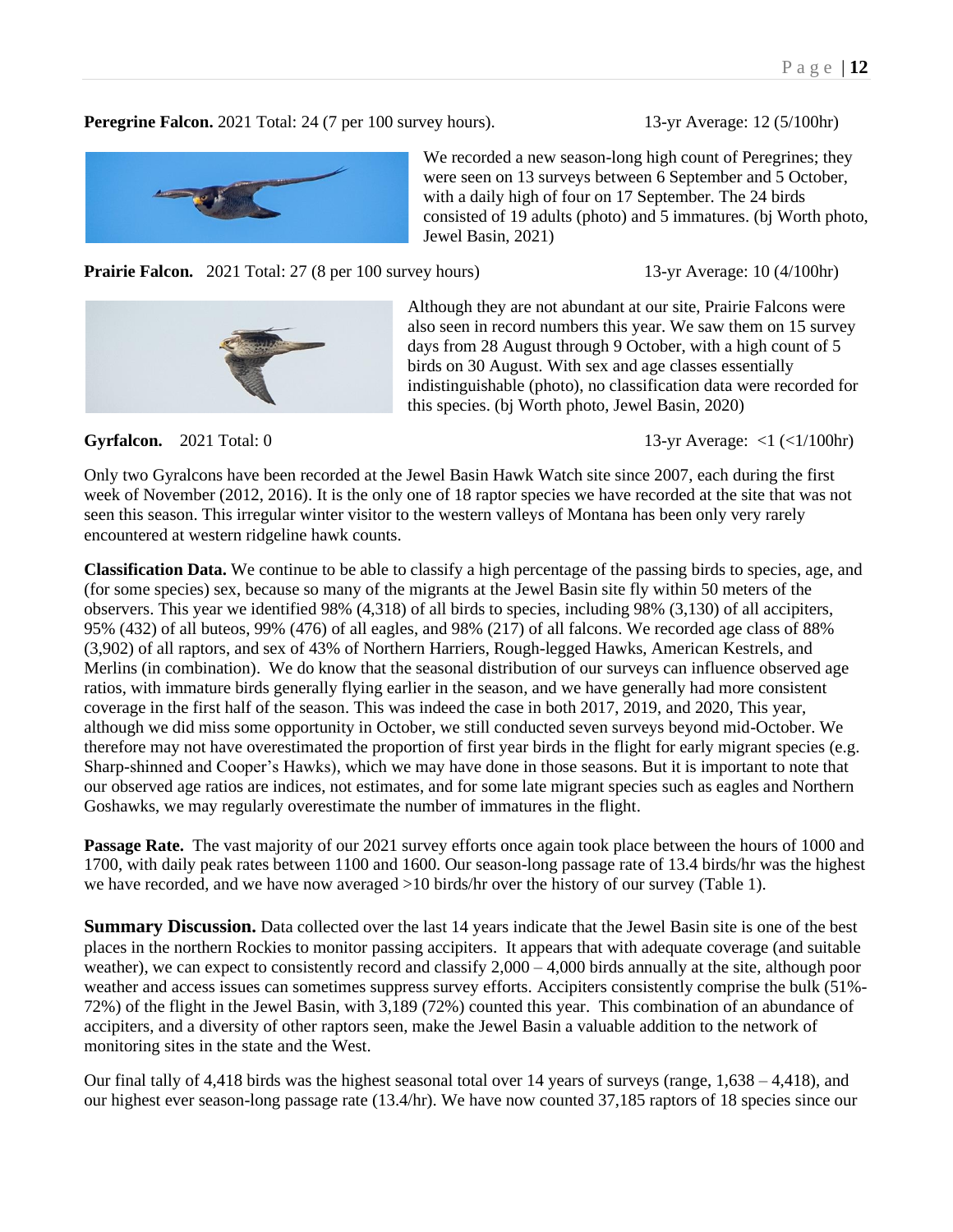**Peregrine Falcon.** 2021 Total: 24 (7 per 100 survey hours). 13-yr Average: 12 (5/100hr)

We recorded a new season-long high count of Peregrines; they were seen on 13 surveys between 6 September and 5 October, with a daily high of four on 17 September. The 24 birds consisted of 19 adults (photo) and 5 immatures. (bj Worth photo, Jewel Basin, 2021)

**Prairie Falcon.** 2021 Total: 27 (8 per 100 survey hours) 13-yr Average: 10 (4/100hr)

Although they are not abundant at our site, Prairie Falcons were also seen in record numbers this year. We saw them on 15 survey days from 28 August through 9 October, with a high count of 5 birds on 30 August. With sex and age classes essentially indistinguishable (photo), no classification data were recorded for this species. (bj Worth photo, Jewel Basin, 2020)

**Gyrfalcon.** 2021 Total: 0 13-yr Average: <1 (<1/100hr)

Only two Gyralcons have been recorded at the Jewel Basin Hawk Watch site since 2007, each during the first week of November (2012, 2016). It is the only one of 18 raptor species we have recorded at the site that was not seen this season. This irregular winter visitor to the western valleys of Montana has been only very rarely encountered at western ridgeline hawk counts.

**Classification Data.** We continue to be able to classify a high percentage of the passing birds to species, age, and (for some species) sex, because so many of the migrants at the Jewel Basin site fly within 50 meters of the observers. This year we identified 98% (4,318) of all birds to species, including 98% (3,130) of all accipiters, 95% (432) of all buteos, 99% (476) of all eagles, and 98% (217) of all falcons. We recorded age class of 88% (3,902) of all raptors, and sex of 43% of Northern Harriers, Rough-legged Hawks, American Kestrels, and Merlins (in combination). We do know that the seasonal distribution of our surveys can influence observed age ratios, with immature birds generally flying earlier in the season, and we have generally had more consistent coverage in the first half of the season. This was indeed the case in both 2017, 2019, and 2020, This year, although we did miss some opportunity in October, we still conducted seven surveys beyond mid-October. We therefore may not have overestimated the proportion of first year birds in the flight for early migrant species (e.g. Sharp-shinned and Cooper's Hawks), which we may have done in those seasons. But it is important to note that our observed age ratios are indices, not estimates, and for some late migrant species such as eagles and Northern Goshawks, we may regularly overestimate the number of immatures in the flight.

**Passage Rate.** The vast majority of our 2021 survey efforts once again took place between the hours of 1000 and 1700, with daily peak rates between 1100 and 1600. Our season-long passage rate of 13.4 birds/hr was the highest we have recorded, and we have now averaged >10 birds/hr over the history of our survey (Table 1).

**Summary Discussion.** Data collected over the last 14 years indicate that the Jewel Basin site is one of the best places in the northern Rockies to monitor passing accipiters. It appears that with adequate coverage (and suitable weather), we can expect to consistently record and classify 2,000 – 4,000 birds annually at the site, although poor weather and access issues can sometimes suppress survey efforts. Accipiters consistently comprise the bulk (51%-72%) of the flight in the Jewel Basin, with 3,189 (72%) counted this year. This combination of an abundance of accipiters, and a diversity of other raptors seen, make the Jewel Basin a valuable addition to the network of monitoring sites in the state and the West.

Our final tally of 4,418 birds was the highest seasonal total over 14 years of surveys (range, 1,638 – 4,418), and our highest ever season-long passage rate (13.4/hr). We have now counted 37,185 raptors of 18 species since our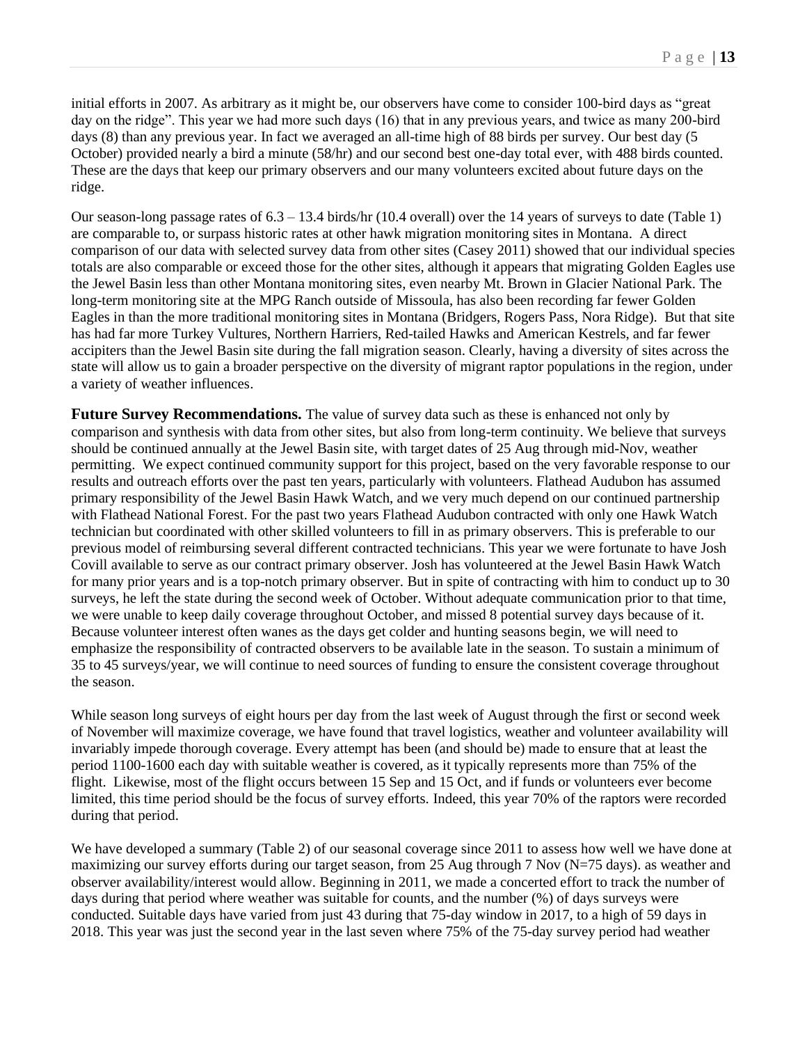initial efforts in 2007. As arbitrary as it might be, our observers have come to consider 100-bird days as "great day on the ridge". This year we had more such days (16) that in any previous years, and twice as many 200-bird days (8) than any previous year. In fact we averaged an all-time high of 88 birds per survey. Our best day (5 October) provided nearly a bird a minute (58/hr) and our second best one-day total ever, with 488 birds counted. These are the days that keep our primary observers and our many volunteers excited about future days on the ridge.

Our season-long passage rates of 6.3 – 13.4 birds/hr (10.4 overall) over the 14 years of surveys to date (Table 1) are comparable to, or surpass historic rates at other hawk migration monitoring sites in Montana. A direct comparison of our data with selected survey data from other sites (Casey 2011) showed that our individual species totals are also comparable or exceed those for the other sites, although it appears that migrating Golden Eagles use the Jewel Basin less than other Montana monitoring sites, even nearby Mt. Brown in Glacier National Park. The long-term monitoring site at the MPG Ranch outside of Missoula, has also been recording far fewer Golden Eagles in than the more traditional monitoring sites in Montana (Bridgers, Rogers Pass, Nora Ridge). But that site has had far more Turkey Vultures, Northern Harriers, Red-tailed Hawks and American Kestrels, and far fewer accipiters than the Jewel Basin site during the fall migration season. Clearly, having a diversity of sites across the state will allow us to gain a broader perspective on the diversity of migrant raptor populations in the region, under a variety of weather influences.

**Future Survey Recommendations.** The value of survey data such as these is enhanced not only by comparison and synthesis with data from other sites, but also from long-term continuity. We believe that surveys should be continued annually at the Jewel Basin site, with target dates of 25 Aug through mid-Nov, weather permitting. We expect continued community support for this project, based on the very favorable response to our results and outreach efforts over the past ten years, particularly with volunteers. Flathead Audubon has assumed primary responsibility of the Jewel Basin Hawk Watch, and we very much depend on our continued partnership with Flathead National Forest. For the past two years Flathead Audubon contracted with only one Hawk Watch technician but coordinated with other skilled volunteers to fill in as primary observers. This is preferable to our previous model of reimbursing several different contracted technicians. This year we were fortunate to have Josh Covill available to serve as our contract primary observer. Josh has volunteered at the Jewel Basin Hawk Watch for many prior years and is a top-notch primary observer. But in spite of contracting with him to conduct up to 30 surveys, he left the state during the second week of October. Without adequate communication prior to that time, we were unable to keep daily coverage throughout October, and missed 8 potential survey days because of it. Because volunteer interest often wanes as the days get colder and hunting seasons begin, we will need to emphasize the responsibility of contracted observers to be available late in the season. To sustain a minimum of 35 to 45 surveys/year, we will continue to need sources of funding to ensure the consistent coverage throughout the season.

While season long surveys of eight hours per day from the last week of August through the first or second week of November will maximize coverage, we have found that travel logistics, weather and volunteer availability will invariably impede thorough coverage. Every attempt has been (and should be) made to ensure that at least the period 1100-1600 each day with suitable weather is covered, as it typically represents more than 75% of the flight. Likewise, most of the flight occurs between 15 Sep and 15 Oct, and if funds or volunteers ever become limited, this time period should be the focus of survey efforts. Indeed, this year 70% of the raptors were recorded during that period.

We have developed a summary (Table 2) of our seasonal coverage since 2011 to assess how well we have done at maximizing our survey efforts during our target season, from 25 Aug through 7 Nov (N=75 days). as weather and observer availability/interest would allow. Beginning in 2011, we made a concerted effort to track the number of days during that period where weather was suitable for counts, and the number (%) of days surveys were conducted. Suitable days have varied from just 43 during that 75-day window in 2017, to a high of 59 days in 2018. This year was just the second year in the last seven where 75% of the 75-day survey period had weather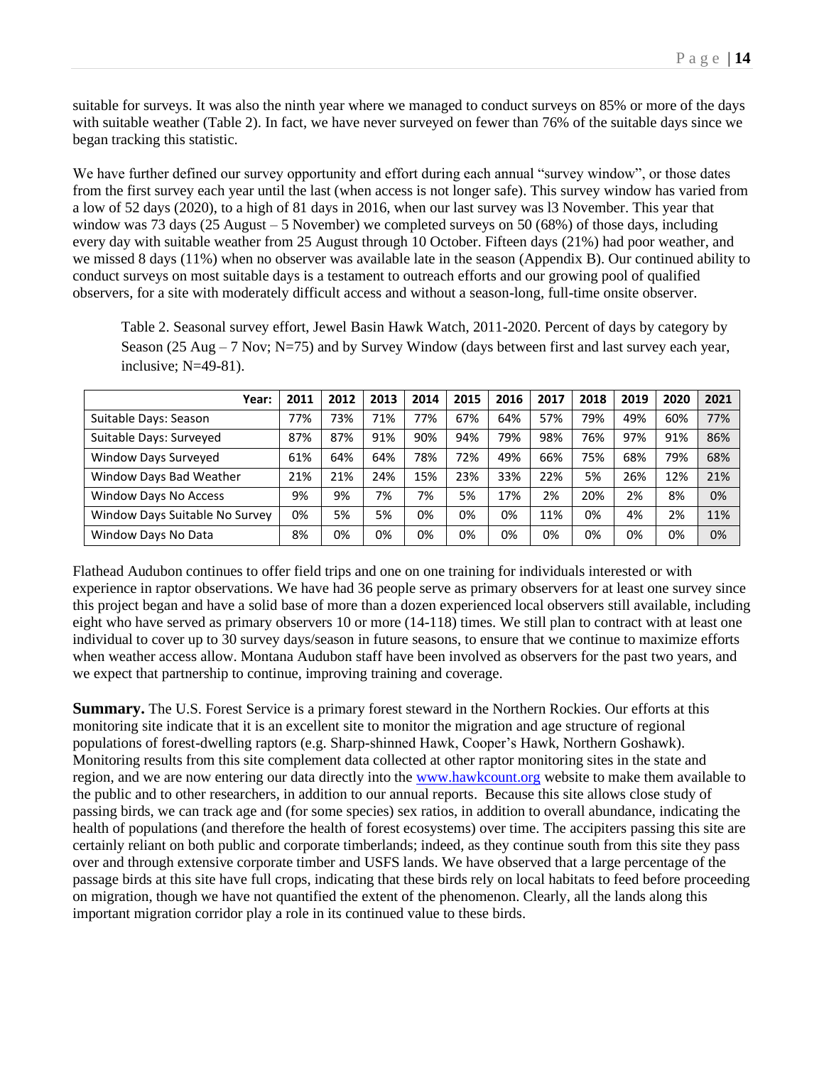suitable for surveys. It was also the ninth year where we managed to conduct surveys on 85% or more of the days with suitable weather (Table 2). In fact, we have never surveyed on fewer than 76% of the suitable days since we began tracking this statistic.

We have further defined our survey opportunity and effort during each annual "survey window", or those dates from the first survey each year until the last (when access is not longer safe). This survey window has varied from a low of 52 days (2020), to a high of 81 days in 2016, when our last survey was l3 November. This year that window was 73 days (25 August – 5 November) we completed surveys on 50 (68%) of those days, including every day with suitable weather from 25 August through 10 October. Fifteen days (21%) had poor weather, and we missed 8 days (11%) when no observer was available late in the season (Appendix B). Our continued ability to conduct surveys on most suitable days is a testament to outreach efforts and our growing pool of qualified observers, for a site with moderately difficult access and without a season-long, full-time onsite observer.

Table 2. Seasonal survey effort, Jewel Basin Hawk Watch, 2011-2020. Percent of days by category by Season (25 Aug – 7 Nov; N=75) and by Survey Window (days between first and last survey each year, inclusive; N=49-81).

| Year: | 2011 | 2012 | 2013 | 2014 | 2015 | 2016 | 2017 | 2018 | 2019 | 2020 | 2021 |
|---|---|---|---|---|---|---|---|---|---|---|---|
| Suitable Days: Season | 77% | 73% | 71% | 77% | 67% | 64% | 57% | 79% | 49% | 60% | 77% |
| Suitable Days: Surveyed | 87% | 87% | 91% | 90% | 94% | 79% | 98% | 76% | 97% | 91% | 86% |
| Window Days Surveyed | 61% | 64% | 64% | 78% | 72% | 49% | 66% | 75% | 68% | 79% | 68% |
| Window Days Bad Weather | 21% | 21% | 24% | 15% | 23% | 33% | 22% | 5% | 26% | 12% | 21% |
| Window Days No Access | 9% | 9% | 7% | 7% | 5% | 17% | 2% | 20% | 2% | 8% | 0% |
| Window Days Suitable No Survey | 0% | 5% | 5% | 0% | 0% | 0% | 11% | 0% | 4% | 2% | 11% |
| Window Days No Data | 8% | 0% | 0% | 0% | 0% | 0% | 0% | 0% | 0% | 0% | 0% |

Flathead Audubon continues to offer field trips and one on one training for individuals interested or with experience in raptor observations. We have had 36 people serve as primary observers for at least one survey since this project began and have a solid base of more than a dozen experienced local observers still available, including eight who have served as primary observers 10 or more (14-118) times. We still plan to contract with at least one individual to cover up to 30 survey days/season in future seasons, to ensure that we continue to maximize efforts when weather access allow. Montana Audubon staff have been involved as observers for the past two years, and we expect that partnership to continue, improving training and coverage.

**Summary.** The U.S. Forest Service is a primary forest steward in the Northern Rockies. Our efforts at this monitoring site indicate that it is an excellent site to monitor the migration and age structure of regional populations of forest-dwelling raptors (e.g. Sharp-shinned Hawk, Cooper's Hawk, Northern Goshawk). Monitoring results from this site complement data collected at other raptor monitoring sites in the state and region, and we are now entering our data directly into the www.hawkcount.org website to make them available to the public and to other researchers, in addition to our annual reports. Because this site allows close study of passing birds, we can track age and (for some species) sex ratios, in addition to overall abundance, indicating the health of populations (and therefore the health of forest ecosystems) over time. The accipiters passing this site are certainly reliant on both public and corporate timberlands; indeed, as they continue south from this site they pass over and through extensive corporate timber and USFS lands. We have observed that a large percentage of the passage birds at this site have full crops, indicating that these birds rely on local habitats to feed before proceeding on migration, though we have not quantified the extent of the phenomenon. Clearly, all the lands along this important migration corridor play a role in its continued value to these birds.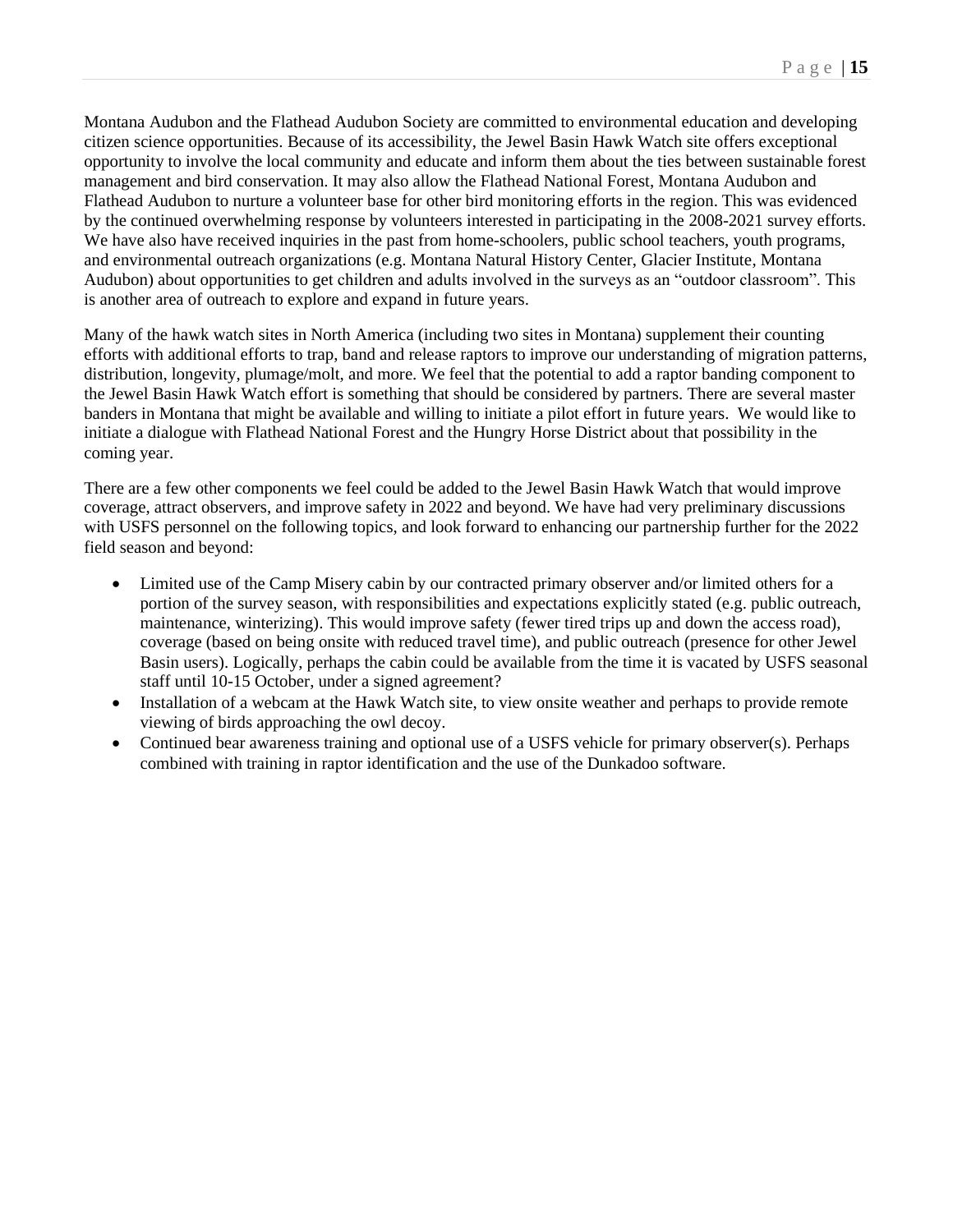Montana Audubon and the Flathead Audubon Society are committed to environmental education and developing citizen science opportunities. Because of its accessibility, the Jewel Basin Hawk Watch site offers exceptional opportunity to involve the local community and educate and inform them about the ties between sustainable forest management and bird conservation. It may also allow the Flathead National Forest, Montana Audubon and Flathead Audubon to nurture a volunteer base for other bird monitoring efforts in the region. This was evidenced by the continued overwhelming response by volunteers interested in participating in the 2008-2021 survey efforts. We have also have received inquiries in the past from home-schoolers, public school teachers, youth programs, and environmental outreach organizations (e.g. Montana Natural History Center, Glacier Institute, Montana Audubon) about opportunities to get children and adults involved in the surveys as an "outdoor classroom". This is another area of outreach to explore and expand in future years.

Many of the hawk watch sites in North America (including two sites in Montana) supplement their counting efforts with additional efforts to trap, band and release raptors to improve our understanding of migration patterns, distribution, longevity, plumage/molt, and more. We feel that the potential to add a raptor banding component to the Jewel Basin Hawk Watch effort is something that should be considered by partners. There are several master banders in Montana that might be available and willing to initiate a pilot effort in future years. We would like to initiate a dialogue with Flathead National Forest and the Hungry Horse District about that possibility in the coming year.

There are a few other components we feel could be added to the Jewel Basin Hawk Watch that would improve coverage, attract observers, and improve safety in 2022 and beyond. We have had very preliminary discussions with USFS personnel on the following topics, and look forward to enhancing our partnership further for the 2022 field season and beyond:

- Limited use of the Camp Misery cabin by our contracted primary observer and/or limited others for a portion of the survey season, with responsibilities and expectations explicitly stated (e.g. public outreach, maintenance, winterizing). This would improve safety (fewer tired trips up and down the access road), coverage (based on being onsite with reduced travel time), and public outreach (presence for other Jewel Basin users). Logically, perhaps the cabin could be available from the time it is vacated by USFS seasonal staff until 10-15 October, under a signed agreement?
- Installation of a webcam at the Hawk Watch site, to view onsite weather and perhaps to provide remote viewing of birds approaching the owl decoy.
- Continued bear awareness training and optional use of a USFS vehicle for primary observer(s). Perhaps combined with training in raptor identification and the use of the Dunkadoo software.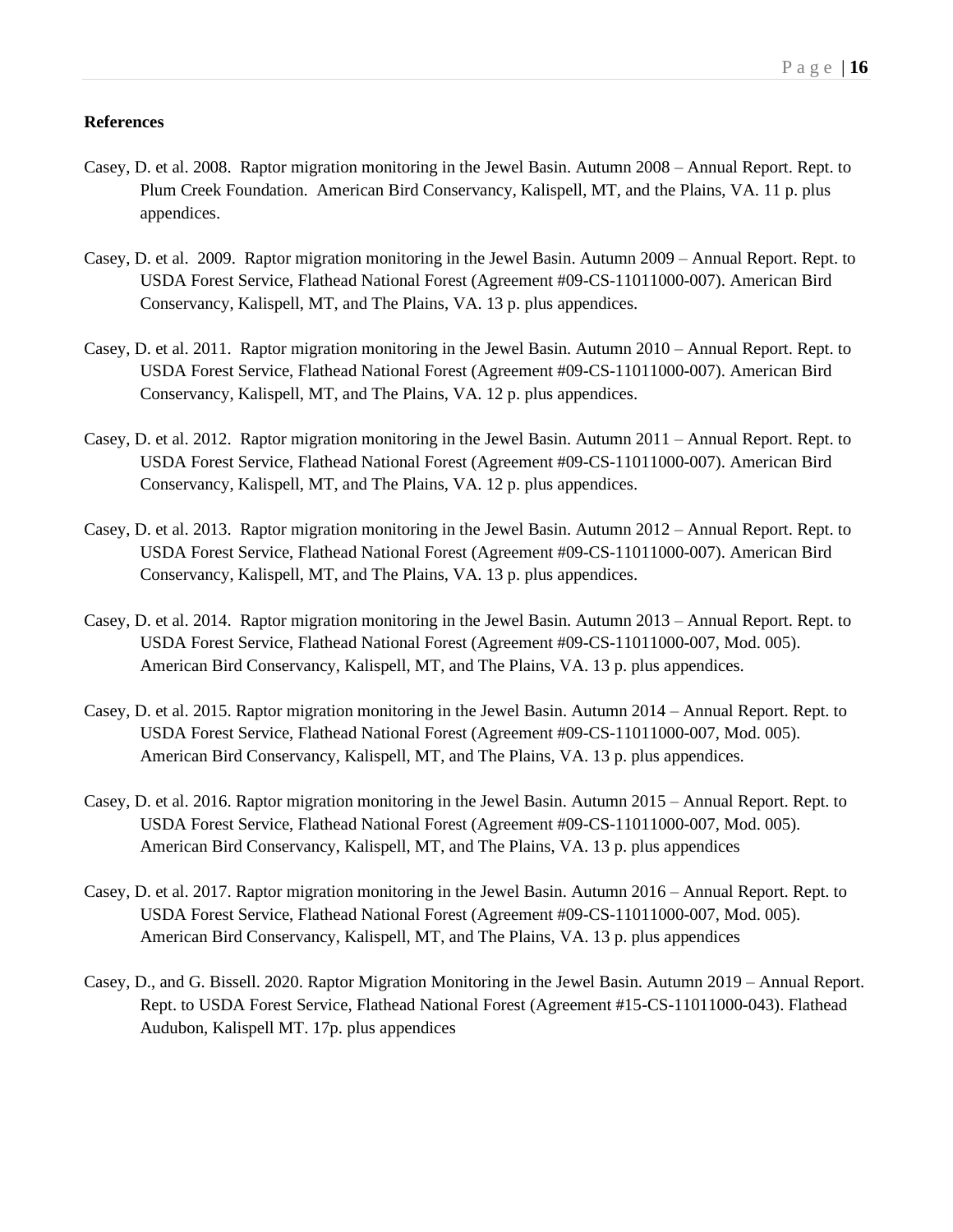## References

Casey, D. et al. 2008. Raptor migration monitoring in the Jewel Basin. Autumn 2008 – Annual Report. Rept. to Plum Creek Foundation. American Bird Conservancy, Kalispell, MT, and the Plains, VA. 11 p. plus appendices.

Casey, D. et al. 2009. Raptor migration monitoring in the Jewel Basin. Autumn 2009 – Annual Report. Rept. to USDA Forest Service, Flathead National Forest (Agreement #09-CS-11011000-007). American Bird Conservancy, Kalispell, MT, and The Plains, VA. 13 p. plus appendices.

Casey, D. et al. 2011. Raptor migration monitoring in the Jewel Basin. Autumn 2010 – Annual Report. Rept. to USDA Forest Service, Flathead National Forest (Agreement #09-CS-11011000-007). American Bird Conservancy, Kalispell, MT, and The Plains, VA. 12 p. plus appendices.

Casey, D. et al. 2012. Raptor migration monitoring in the Jewel Basin. Autumn 2011 – Annual Report. Rept. to USDA Forest Service, Flathead National Forest (Agreement #09-CS-11011000-007). American Bird Conservancy, Kalispell, MT, and The Plains, VA. 12 p. plus appendices.

Casey, D. et al. 2013. Raptor migration monitoring in the Jewel Basin. Autumn 2012 – Annual Report. Rept. to USDA Forest Service, Flathead National Forest (Agreement #09-CS-11011000-007). American Bird Conservancy, Kalispell, MT, and The Plains, VA. 13 p. plus appendices.

Casey, D. et al. 2014. Raptor migration monitoring in the Jewel Basin. Autumn 2013 – Annual Report. Rept. to USDA Forest Service, Flathead National Forest (Agreement #09-CS-11011000-007, Mod. 005). American Bird Conservancy, Kalispell, MT, and The Plains, VA. 13 p. plus appendices.

Casey, D. et al. 2015. Raptor migration monitoring in the Jewel Basin. Autumn 2014 – Annual Report. Rept. to USDA Forest Service, Flathead National Forest (Agreement #09-CS-11011000-007, Mod. 005). American Bird Conservancy, Kalispell, MT, and The Plains, VA. 13 p. plus appendices.

Casey, D. et al. 2016. Raptor migration monitoring in the Jewel Basin. Autumn 2015 – Annual Report. Rept. to USDA Forest Service, Flathead National Forest (Agreement #09-CS-11011000-007, Mod. 005). American Bird Conservancy, Kalispell, MT, and The Plains, VA. 13 p. plus appendices

Casey, D. et al. 2017. Raptor migration monitoring in the Jewel Basin. Autumn 2016 – Annual Report. Rept. to USDA Forest Service, Flathead National Forest (Agreement #09-CS-11011000-007, Mod. 005). American Bird Conservancy, Kalispell, MT, and The Plains, VA. 13 p. plus appendices

Casey, D., and G. Bissell. 2020. Raptor Migration Monitoring in the Jewel Basin. Autumn 2019 – Annual Report. Rept. to USDA Forest Service, Flathead National Forest (Agreement #15-CS-11011000-043). Flathead Audubon, Kalispell MT. 17p. plus appendices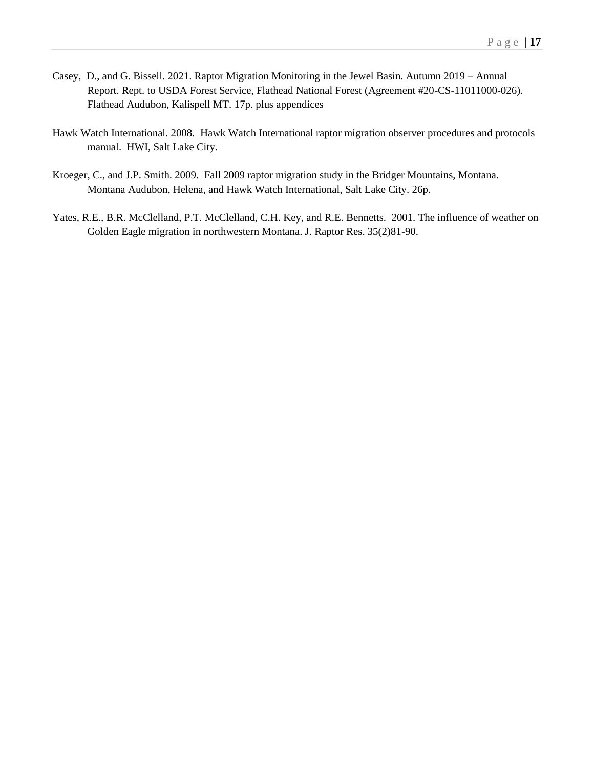Casey, D., and G. Bissell. 2021. Raptor Migration Monitoring in the Jewel Basin. Autumn 2019 – Annual Report. Rept. to USDA Forest Service, Flathead National Forest (Agreement #20-CS-11011000-026). Flathead Audubon, Kalispell MT. 17p. plus appendices

Hawk Watch International. 2008. Hawk Watch International raptor migration observer procedures and protocols manual. HWI, Salt Lake City.

Kroeger, C., and J.P. Smith. 2009. Fall 2009 raptor migration study in the Bridger Mountains, Montana. Montana Audubon, Helena, and Hawk Watch International, Salt Lake City. 26p.

Yates, R.E., B.R. McClelland, P.T. McClelland, C.H. Key, and R.E. Bennetts. 2001. The influence of weather on Golden Eagle migration in northwestern Montana. J. Raptor Res. 35(2)81-90.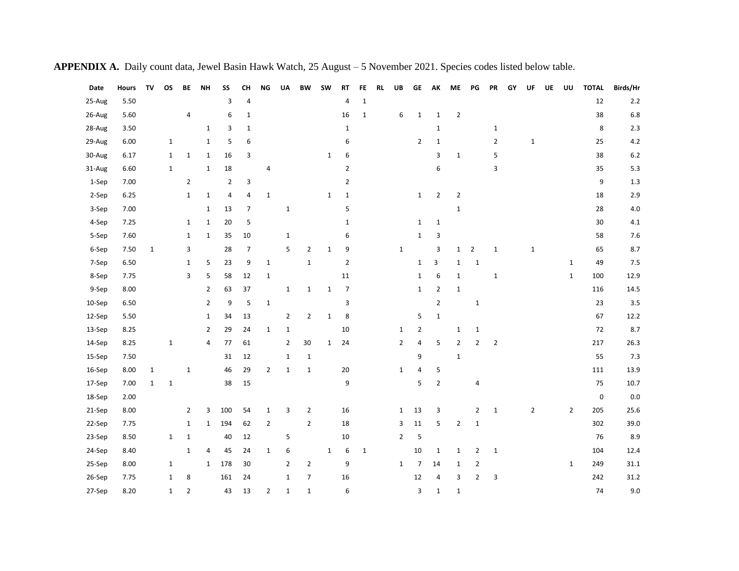**APPENDIX A.** Daily count data, Jewel Basin Hawk Watch, 25 August – 5 November 2021. Species codes listed below table.

| Date | Hours | TV | OS | BE | NH | SS | CH | NG | UA | BW | SW | RT | FE | RL | UB | GE | AK | ME | PG | PR | GY | UF | UE | UU | TOTAL | Birds/Hr |
|---|---|---|---|---|---|---|---|---|---|---|---|---|---|---|---|---|---|---|---|---|---|---|---|---|---|---|
| 25-Aug | 5.50 | | | | | 3 | 4 | | | | | 4 | 1 | | | | | | | | | | | | 12 | 2.2 |
| 26-Aug | 5.60 | | | 4 | | 6 | 1 | | | | | 16 | 1 | | 6 | 1 | 1 | 2 | | | | | | | 38 | 6.8 |
| 28-Aug | 3.50 | | | | 1 | 3 | 1 | | | | | 1 | | | | | 1 | | | 1 | | | | | 8 | 2.3 |
| 29-Aug | 6.00 | | 1 | | 1 | 5 | 6 | | | | | 6 | | | | 2 | 1 | | | 2 | | 1 | | | 25 | 4.2 |
| 30-Aug | 6.17 | | 1 | 1 | 1 | 16 | 3 | | | | 1 | 6 | | | | | 3 | 1 | | 5 | | | | | 38 | 6.2 |
| 31-Aug | 6.60 | | 1 | | 1 | 18 | | 4 | | | | 2 | | | | | 6 | | | 3 | | | | | 35 | 5.3 |
| 1-Sep | 7.00 | | | 2 | | 2 | 3 | | | | | 2 | | | | | | | | | | | | | 9 | 1.3 |
| 2-Sep | 6.25 | | | 1 | 1 | 4 | 4 | 1 | | | 1 | 1 | | | | 1 | 2 | 2 | | | | | | | 18 | 2.9 |
| 3-Sep | 7.00 | | | | 1 | 13 | 7 | | 1 | | | 5 | | | | | | 1 | | | | | | | 28 | 4.0 |
| 4-Sep | 7.25 | | | 1 | 1 | 20 | 5 | | | | | 1 | | | | 1 | 1 | | | | | | | | 30 | 4.1 |
| 5-Sep | 7.60 | | | 1 | 1 | 35 | 10 | | 1 | | | 6 | | | | 1 | 3 | | | | | | | | 58 | 7.6 |
| 6-Sep | 7.50 | 1 | | 3 | | 28 | 7 | | 5 | 2 | 1 | 9 | | | 1 | | 3 | 1 | 2 | 1 | | 1 | | | 65 | 8.7 |
| 7-Sep | 6.50 | | | 1 | 5 | 23 | 9 | 1 | | 1 | | 2 | | | | 1 | 3 | 1 | 1 | | | | | 1 | 49 | 7.5 |
| 8-Sep | 7.75 | | | 3 | 5 | 58 | 12 | 1 | | | | 11 | | | | 1 | 6 | 1 | | 1 | | | | 1 | 100 | 12.9 |
| 9-Sep | 8.00 | | | | 2 | 63 | 37 | | 1 | 1 | 1 | 7 | | | | 1 | 2 | 1 | | | | | | | 116 | 14.5 |
| 10-Sep | 6.50 | | | | 2 | 9 | 5 | 1 | | | | 3 | | | | | 2 | | 1 | | | | | | 23 | 3.5 |
| 12-Sep | 5.50 | | | | 1 | 34 | 13 | | 2 | 2 | 1 | 8 | | | | 5 | 1 | | | | | | | | 67 | 12.2 |
| 13-Sep | 8.25 | | | | 2 | 29 | 24 | 1 | 1 | | | 10 | | | 1 | 2 | | 1 | 1 | | | | | | 72 | 8.7 |
| 14-Sep | 8.25 | | 1 | | 4 | 77 | 61 | | 2 | 30 | 1 | 24 | | | 2 | 4 | 5 | 2 | 2 | 2 | | | | | 217 | 26.3 |
| 15-Sep | 7.50 | | | | | 31 | 12 | | 1 | 1 | | | | | | 9 | | 1 | | | | | | | 55 | 7.3 |
| 16-Sep | 8.00 | 1 | | 1 | | 46 | 29 | 2 | 1 | 1 | | 20 | | | 1 | 4 | 5 | | | | | | | | 111 | 13.9 |
| 17-Sep | 7.00 | 1 | 1 | | | 38 | 15 | | | | | 9 | | | | 5 | 2 | | 4 | | | | | | 75 | 10.7 |
| 18-Sep | 2.00 | | | | | | | | | | | | | | | | | | | | | | | | 0 | 0.0 |
| 21-Sep | 8.00 | | | 2 | 3 | 100 | 54 | 1 | 3 | 2 | | 16 | | | 1 | 13 | 3 | | 2 | 1 | | 2 | | 2 | 205 | 25.6 |
| 22-Sep | 7.75 | | | 1 | 1 | 194 | 62 | 2 | | 2 | | 18 | | | 3 | 11 | 5 | 2 | 1 | | | | | | 302 | 39.0 |
| 23-Sep | 8.50 | | 1 | 1 | | 40 | 12 | | 5 | | | 10 | | | 2 | 5 | | | | | | | | | 76 | 8.9 |
| 24-Sep | 8.40 | | | 1 | 4 | 45 | 24 | 1 | 6 | | 1 | 6 | 1 | | | 10 | 1 | 1 | 2 | 1 | | | | | 104 | 12.4 |
| 25-Sep | 8.00 | | 1 | | 1 | 178 | 30 | | 2 | 2 | | 9 | | | 1 | 7 | 14 | 1 | 2 | | | | | 1 | 249 | 31.1 |
| 26-Sep | 7.75 | | 1 | 8 | | 161 | 24 | | 1 | 7 | | 16 | | | | 12 | 4 | 3 | 2 | 3 | | | | | 242 | 31.2 |
| 27-Sep | 8.20 | | 1 | 2 | | 43 | 13 | 2 | 1 | 1 | | 6 | | | | 3 | 1 | 1 | | | | | | | 74 | 9.0 |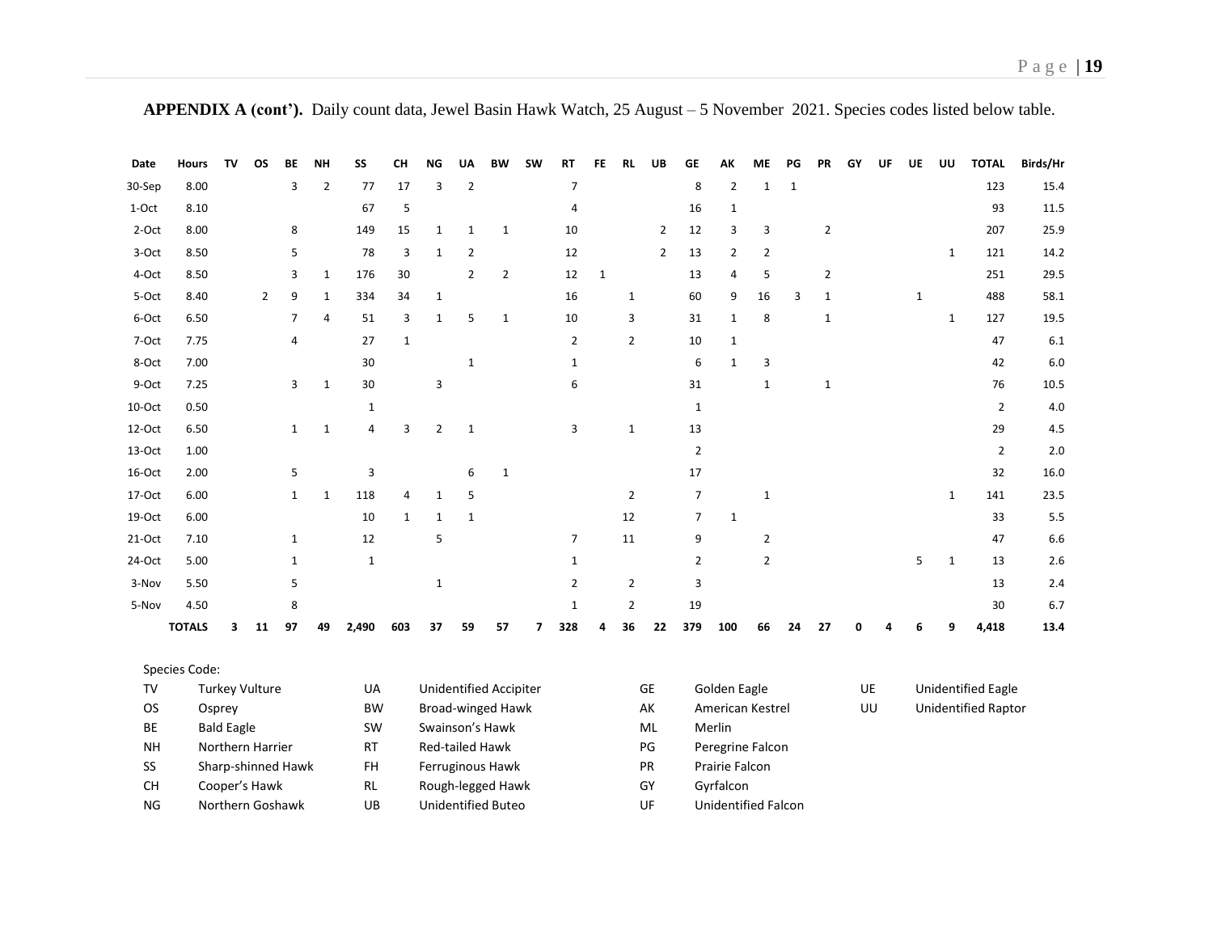**APPENDIX A (cont').** Daily count data, Jewel Basin Hawk Watch, 25 August – 5 November 2021. Species codes listed below table.

| Date | Hours | TV | OS | BE | NH | SS | CH | NG | UA | BW | SW | RT | FE | RL | UB | GE | AK | ME | PG | PR | GY | UF | UE | UU | TOTAL | Birds/Hr |
|---|---|---|---|---|---|---|---|---|---|---|---|---|---|---|---|---|---|---|---|---|---|---|---|---|---|---|
| 30-Sep | 8.00 | | | 3 | 2 | 77 | 17 | 3 | 2 | | | 7 | | | | 8 | 2 | 1 | 1 | | | | | | 123 | 15.4 |
| 1-Oct | 8.10 | | | | | 67 | 5 | | | | | 4 | | | | 16 | 1 | | | | | | | | 93 | 11.5 |
| 2-Oct | 8.00 | | | 8 | | 149 | 15 | 1 | 1 | 1 | | 10 | | | 2 | 12 | 3 | 3 | | 2 | | | | | 207 | 25.9 |
| 3-Oct | 8.50 | | | 5 | | 78 | 3 | 1 | 2 | | | 12 | | | 2 | 13 | 2 | 2 | | | | | | 1 | 121 | 14.2 |
| 4-Oct | 8.50 | | | 3 | 1 | 176 | 30 | | 2 | 2 | | 12 | 1 | | | 13 | 4 | 5 | | 2 | | | | | 251 | 29.5 |
| 5-Oct | 8.40 | | 2 | 9 | 1 | 334 | 34 | 1 | | | | 16 | | 1 | | 60 | 9 | 16 | 3 | 1 | | | 1 | | 488 | 58.1 |
| 6-Oct | 6.50 | | | 7 | 4 | 51 | 3 | 1 | 5 | 1 | | 10 | | 3 | | 31 | 1 | 8 | | 1 | | | | 1 | 127 | 19.5 |
| 7-Oct | 7.75 | | | 4 | | 27 | 1 | | | | | 2 | | 2 | | 10 | 1 | | | | | | | | 47 | 6.1 |
| 8-Oct | 7.00 | | | | | 30 | | | 1 | | | 1 | | | | 6 | 1 | 3 | | | | | | | 42 | 6.0 |
| 9-Oct | 7.25 | | | 3 | 1 | 30 | | 3 | | | | 6 | | | | 31 | | 1 | | 1 | | | | | 76 | 10.5 |
| 10-Oct | 0.50 | | | | | 1 | | | | | | | | | | 1 | | | | | | | | | 2 | 4.0 |
| 12-Oct | 6.50 | | | 1 | 1 | 4 | 3 | 2 | 1 | | | 3 | | 1 | | 13 | | | | | | | | | 29 | 4.5 |
| 13-Oct | 1.00 | | | | | | | | | | | | | | | 2 | | | | | | | | | 2 | 2.0 |
| 16-Oct | 2.00 | | | 5 | | 3 | | | 6 | 1 | | | | | | 17 | | | | | | | | | 32 | 16.0 |
| 17-Oct | 6.00 | | | 1 | 1 | 118 | 4 | 1 | 5 | | | | | 2 | | 7 | | 1 | | | | | | 1 | 141 | 23.5 |
| 19-Oct | 6.00 | | | | | 10 | 1 | 1 | 1 | | | | | 12 | | 7 | 1 | | | | | | | | 33 | 5.5 |
| 21-Oct | 7.10 | | | 1 | | 12 | | 5 | | | | 7 | | 11 | | 9 | | 2 | | | | | | | 47 | 6.6 |
| 24-Oct | 5.00 | | | 1 | | 1 | | | | | | 1 | | | | 2 | | 2 | | | | | 5 | 1 | 13 | 2.6 |
| 3-Nov | 5.50 | | | 5 | | | | 1 | | | | 2 | | 2 | | 3 | | | | | | | | | 13 | 2.4 |
| 5-Nov | 4.50 | | | 8 | | | | | | | | 1 | | 2 | | 19 | | | | | | | | | 30 | 6.7 |
| | **TOTALS** | **3** | **11** | **97** | **49** | **2,490** | **603** | **37** | **59** | **57** | **7** | **328** | **4** | **36** | **22** | **379** | **100** | **66** | **24** | **27** | **0** | **4** | **6** | **9** | **4,418** | **13.4** |

Species Code:

| Code | Species | Code | Species | Code | Species | Code | Species |
|---|---|---|---|---|---|---|---|
| TV | Turkey Vulture | UA | Unidentified Accipiter | GE | Golden Eagle | UE | Unidentified Eagle |
| OS | Osprey | BW | Broad-winged Hawk | AK | American Kestrel | UU | Unidentified Raptor |
| BE | Bald Eagle | SW | Swainson's Hawk | ML | Merlin | | |
| NH | Northern Harrier | RT | Red-tailed Hawk | PG | Peregrine Falcon | | |
| SS | Sharp-shinned Hawk | FH | Ferruginous Hawk | PR | Prairie Falcon | | |
| CH | Cooper's Hawk | RL | Rough-legged Hawk | GY | Gyrfalcon | | |
| NG | Northern Goshawk | UB | Unidentified Buteo | UF | Unidentified Falcon | | |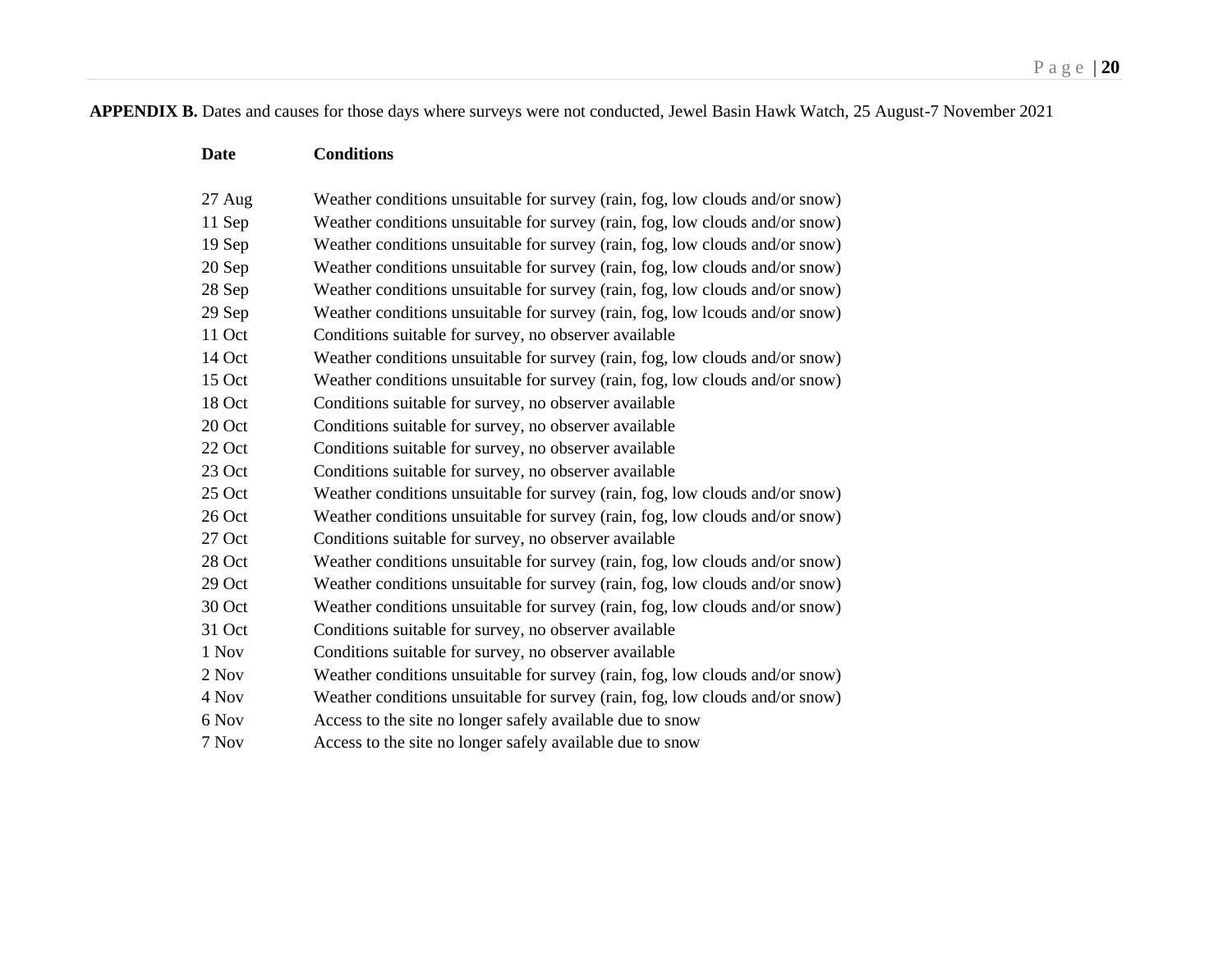**APPENDIX B.** Dates and causes for those days where surveys were not conducted, Jewel Basin Hawk Watch, 25 August-7 November 2021

| **Date** | **Conditions** |
| --- | --- |
| 27 Aug | Weather conditions unsuitable for survey (rain, fog, low clouds and/or snow) |
| 11 Sep | Weather conditions unsuitable for survey (rain, fog, low clouds and/or snow) |
| 19 Sep | Weather conditions unsuitable for survey (rain, fog, low clouds and/or snow) |
| 20 Sep | Weather conditions unsuitable for survey (rain, fog, low clouds and/or snow) |
| 28 Sep | Weather conditions unsuitable for survey (rain, fog, low clouds and/or snow) |
| 29 Sep | Weather conditions unsuitable for survey (rain, fog, low lcouds and/or snow) |
| 11 Oct | Conditions suitable for survey, no observer available |
| 14 Oct | Weather conditions unsuitable for survey (rain, fog, low clouds and/or snow) |
| 15 Oct | Weather conditions unsuitable for survey (rain, fog, low clouds and/or snow) |
| 18 Oct | Conditions suitable for survey, no observer available |
| 20 Oct | Conditions suitable for survey, no observer available |
| 22 Oct | Conditions suitable for survey, no observer available |
| 23 Oct | Conditions suitable for survey, no observer available |
| 25 Oct | Weather conditions unsuitable for survey (rain, fog, low clouds and/or snow) |
| 26 Oct | Weather conditions unsuitable for survey (rain, fog, low clouds and/or snow) |
| 27 Oct | Conditions suitable for survey, no observer available |
| 28 Oct | Weather conditions unsuitable for survey (rain, fog, low clouds and/or snow) |
| 29 Oct | Weather conditions unsuitable for survey (rain, fog, low clouds and/or snow) |
| 30 Oct | Weather conditions unsuitable for survey (rain, fog, low clouds and/or snow) |
| 31 Oct | Conditions suitable for survey, no observer available |
| 1 Nov | Conditions suitable for survey, no observer available |
| 2 Nov | Weather conditions unsuitable for survey (rain, fog, low clouds and/or snow) |
| 4 Nov | Weather conditions unsuitable for survey (rain, fog, low clouds and/or snow) |
| 6 Nov | Access to the site no longer safely available due to snow |
| 7 Nov | Access to the site no longer safely available due to snow |